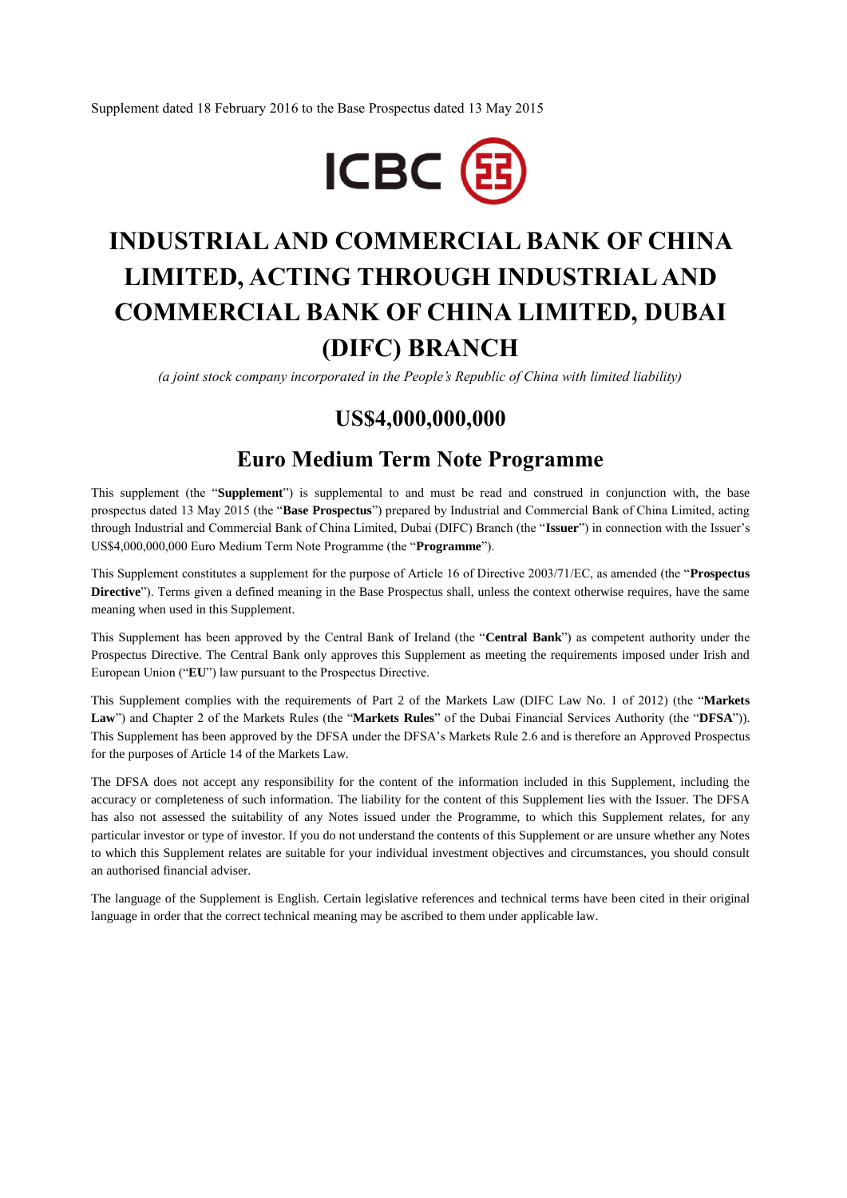Supplement dated 18 February 2016 to the Base Prospectus dated 13 May 2015

ICBC

# INDUSTRIAL AND COMMERCIAL BANK OF CHINA LIMITED, ACTING THROUGH INDUSTRIAL AND COMMERCIAL BANK OF CHINA LIMITED, DUBAI (DIFC) BRANCH

*(a joint stock company incorporated in the People's Republic of China with limited liability)*

## US$4,000,000,000

## Euro Medium Term Note Programme

This supplement (the "**Supplement**") is supplemental to and must be read and construed in conjunction with, the base prospectus dated 13 May 2015 (the "**Base Prospectus**") prepared by Industrial and Commercial Bank of China Limited, acting through Industrial and Commercial Bank of China Limited, Dubai (DIFC) Branch (the "**Issuer**") in connection with the Issuer's US$4,000,000,000 Euro Medium Term Note Programme (the "**Programme**").

This Supplement constitutes a supplement for the purpose of Article 16 of Directive 2003/71/EC, as amended (the "**Prospectus Directive**"). Terms given a defined meaning in the Base Prospectus shall, unless the context otherwise requires, have the same meaning when used in this Supplement.

This Supplement has been approved by the Central Bank of Ireland (the "**Central Bank**") as competent authority under the Prospectus Directive. The Central Bank only approves this Supplement as meeting the requirements imposed under Irish and European Union ("**EU**") law pursuant to the Prospectus Directive.

This Supplement complies with the requirements of Part 2 of the Markets Law (DIFC Law No. 1 of 2012) (the "**Markets Law**") and Chapter 2 of the Markets Rules (the "**Markets Rules**" of the Dubai Financial Services Authority (the "**DFSA**")). This Supplement has been approved by the DFSA under the DFSA's Markets Rule 2.6 and is therefore an Approved Prospectus for the purposes of Article 14 of the Markets Law.

The DFSA does not accept any responsibility for the content of the information included in this Supplement, including the accuracy or completeness of such information. The liability for the content of this Supplement lies with the Issuer. The DFSA has also not assessed the suitability of any Notes issued under the Programme, to which this Supplement relates, for any particular investor or type of investor. If you do not understand the contents of this Supplement or are unsure whether any Notes to which this Supplement relates are suitable for your individual investment objectives and circumstances, you should consult an authorised financial adviser.

The language of the Supplement is English. Certain legislative references and technical terms have been cited in their original language in order that the correct technical meaning may be ascribed to them under applicable law.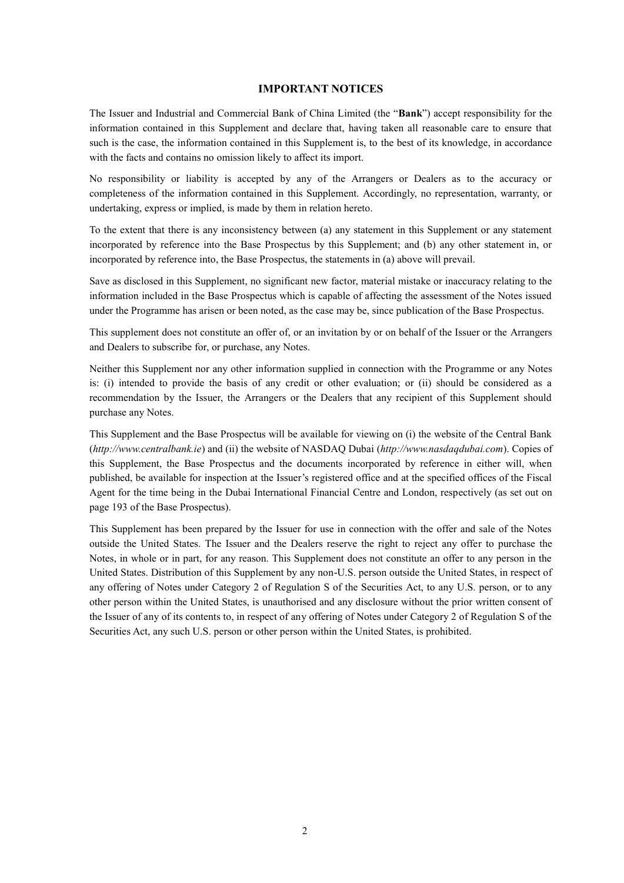## IMPORTANT NOTICES

The Issuer and Industrial and Commercial Bank of China Limited (the "**Bank**") accept responsibility for the information contained in this Supplement and declare that, having taken all reasonable care to ensure that such is the case, the information contained in this Supplement is, to the best of its knowledge, in accordance with the facts and contains no omission likely to affect its import.

No responsibility or liability is accepted by any of the Arrangers or Dealers as to the accuracy or completeness of the information contained in this Supplement. Accordingly, no representation, warranty, or undertaking, express or implied, is made by them in relation hereto.

To the extent that there is any inconsistency between (a) any statement in this Supplement or any statement incorporated by reference into the Base Prospectus by this Supplement; and (b) any other statement in, or incorporated by reference into, the Base Prospectus, the statements in (a) above will prevail.

Save as disclosed in this Supplement, no significant new factor, material mistake or inaccuracy relating to the information included in the Base Prospectus which is capable of affecting the assessment of the Notes issued under the Programme has arisen or been noted, as the case may be, since publication of the Base Prospectus.

This supplement does not constitute an offer of, or an invitation by or on behalf of the Issuer or the Arrangers and Dealers to subscribe for, or purchase, any Notes.

Neither this Supplement nor any other information supplied in connection with the Programme or any Notes is: (i) intended to provide the basis of any credit or other evaluation; or (ii) should be considered as a recommendation by the Issuer, the Arrangers or the Dealers that any recipient of this Supplement should purchase any Notes.

This Supplement and the Base Prospectus will be available for viewing on (i) the website of the Central Bank (*http://www.centralbank.ie*) and (ii) the website of NASDAQ Dubai (*http://www.nasdaqdubai.com*). Copies of this Supplement, the Base Prospectus and the documents incorporated by reference in either will, when published, be available for inspection at the Issuer's registered office and at the specified offices of the Fiscal Agent for the time being in the Dubai International Financial Centre and London, respectively (as set out on page 193 of the Base Prospectus).

This Supplement has been prepared by the Issuer for use in connection with the offer and sale of the Notes outside the United States. The Issuer and the Dealers reserve the right to reject any offer to purchase the Notes, in whole or in part, for any reason. This Supplement does not constitute an offer to any person in the United States. Distribution of this Supplement by any non-U.S. person outside the United States, in respect of any offering of Notes under Category 2 of Regulation S of the Securities Act, to any U.S. person, or to any other person within the United States, is unauthorised and any disclosure without the prior written consent of the Issuer of any of its contents to, in respect of any offering of Notes under Category 2 of Regulation S of the Securities Act, any such U.S. person or other person within the United States, is prohibited.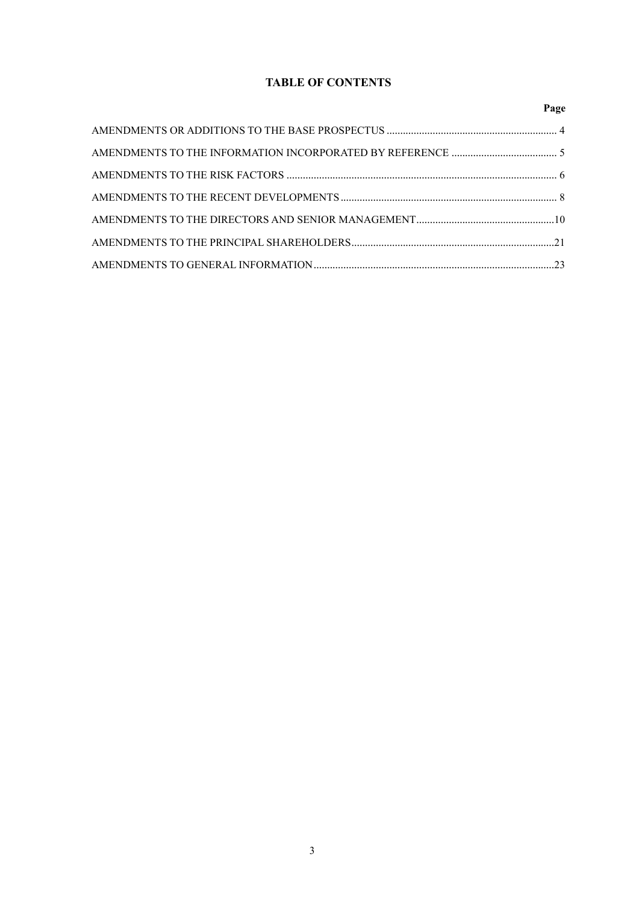# TABLE OF CONTENTS

| | Page |
|---|---|
| AMENDMENTS OR ADDITIONS TO THE BASE PROSPECTUS | 4 |
| AMENDMENTS TO THE INFORMATION INCORPORATED BY REFERENCE | 5 |
| AMENDMENTS TO THE RISK FACTORS | 6 |
| AMENDMENTS TO THE RECENT DEVELOPMENTS | 8 |
| AMENDMENTS TO THE DIRECTORS AND SENIOR MANAGEMENT | 10 |
| AMENDMENTS TO THE PRINCIPAL SHAREHOLDERS | 21 |
| AMENDMENTS TO GENERAL INFORMATION | 23 |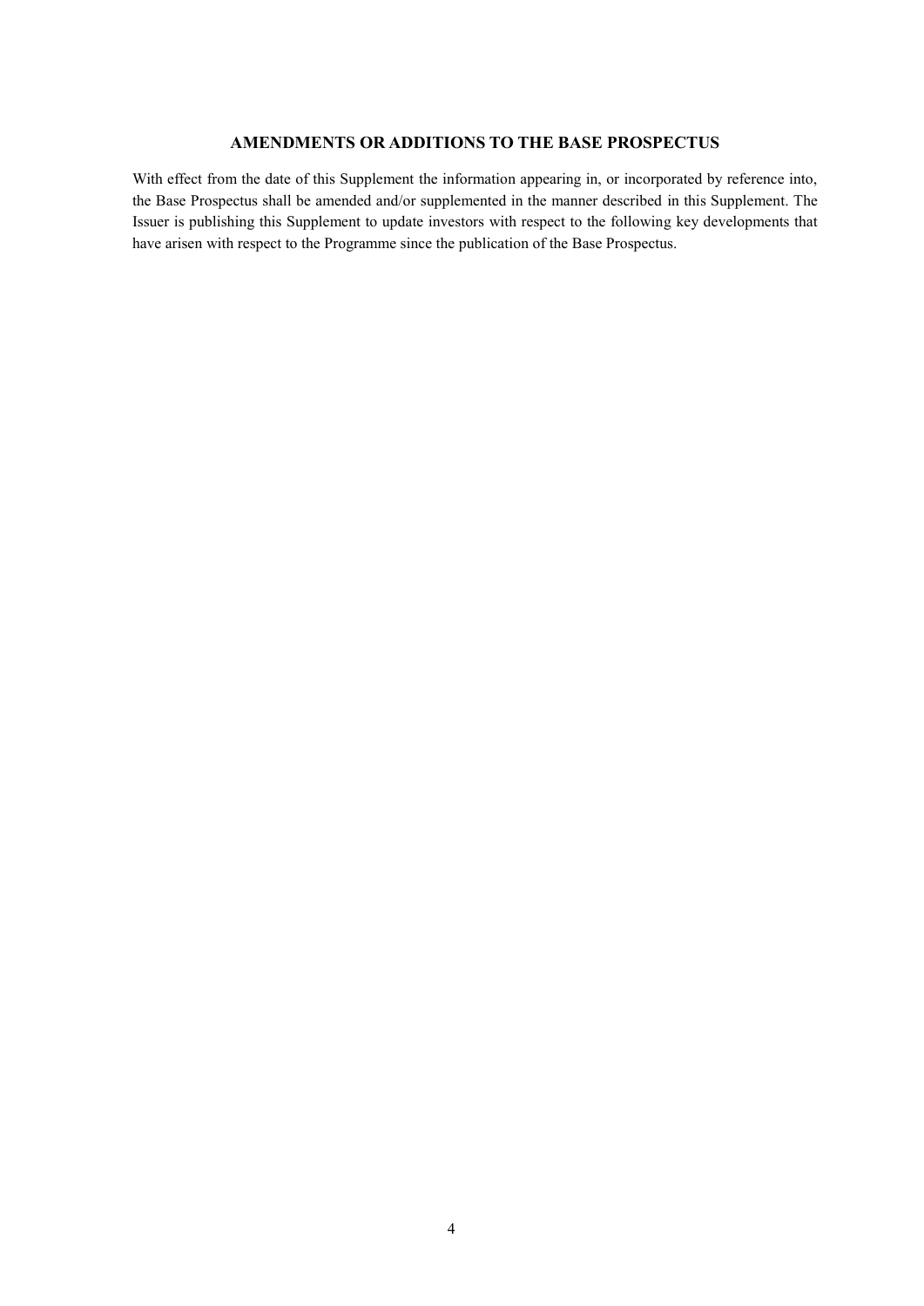## AMENDMENTS OR ADDITIONS TO THE BASE PROSPECTUS

With effect from the date of this Supplement the information appearing in, or incorporated by reference into, the Base Prospectus shall be amended and/or supplemented in the manner described in this Supplement. The Issuer is publishing this Supplement to update investors with respect to the following key developments that have arisen with respect to the Programme since the publication of the Base Prospectus.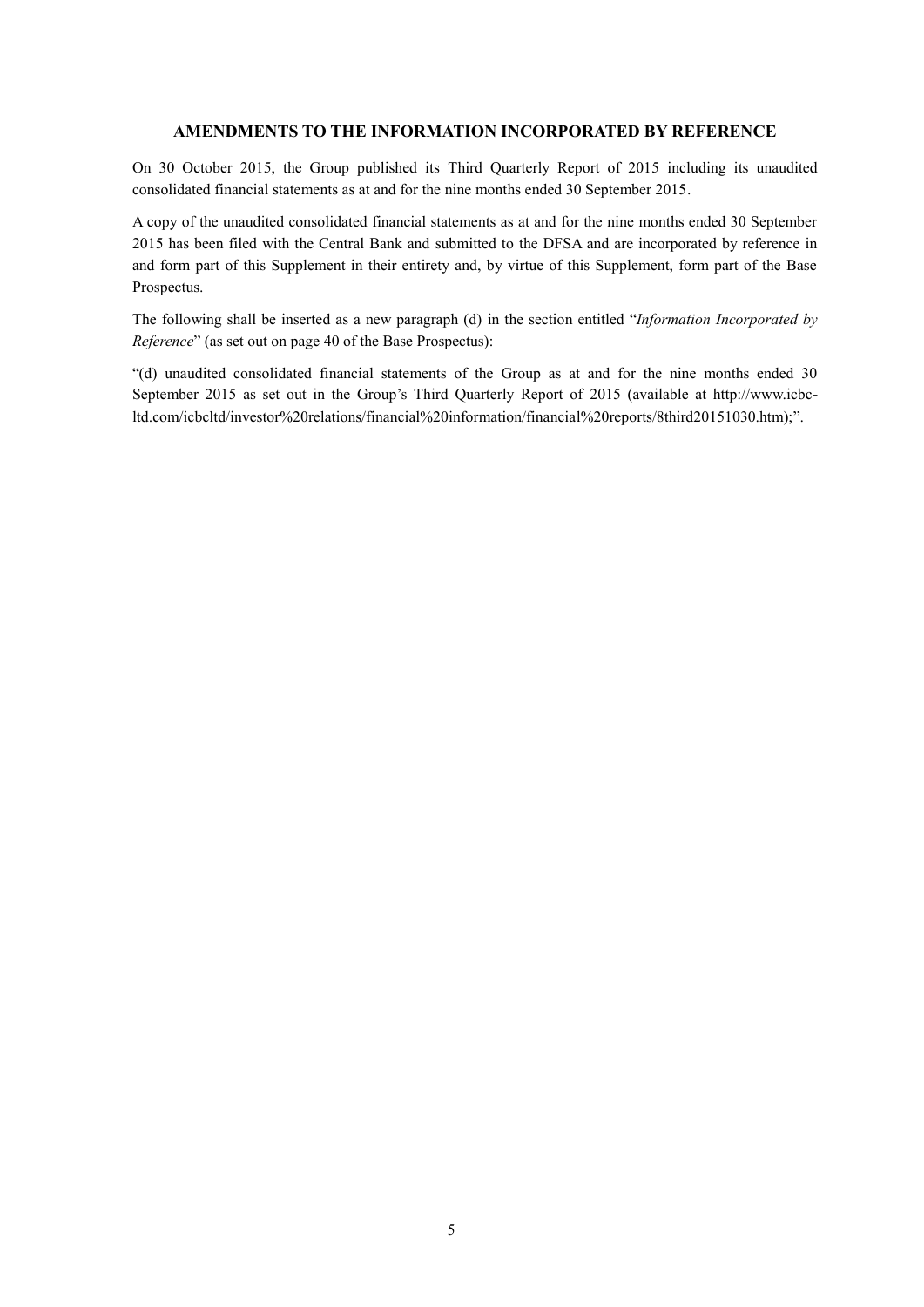## AMENDMENTS TO THE INFORMATION INCORPORATED BY REFERENCE

On 30 October 2015, the Group published its Third Quarterly Report of 2015 including its unaudited consolidated financial statements as at and for the nine months ended 30 September 2015.

A copy of the unaudited consolidated financial statements as at and for the nine months ended 30 September 2015 has been filed with the Central Bank and submitted to the DFSA and are incorporated by reference in and form part of this Supplement in their entirety and, by virtue of this Supplement, form part of the Base Prospectus.

The following shall be inserted as a new paragraph (d) in the section entitled "*Information Incorporated by Reference*" (as set out on page 40 of the Base Prospectus):

"(d) unaudited consolidated financial statements of the Group as at and for the nine months ended 30 September 2015 as set out in the Group's Third Quarterly Report of 2015 (available at http://www.icbc-ltd.com/icbcltd/investor%20relations/financial%20information/financial%20reports/8third20151030.htm);".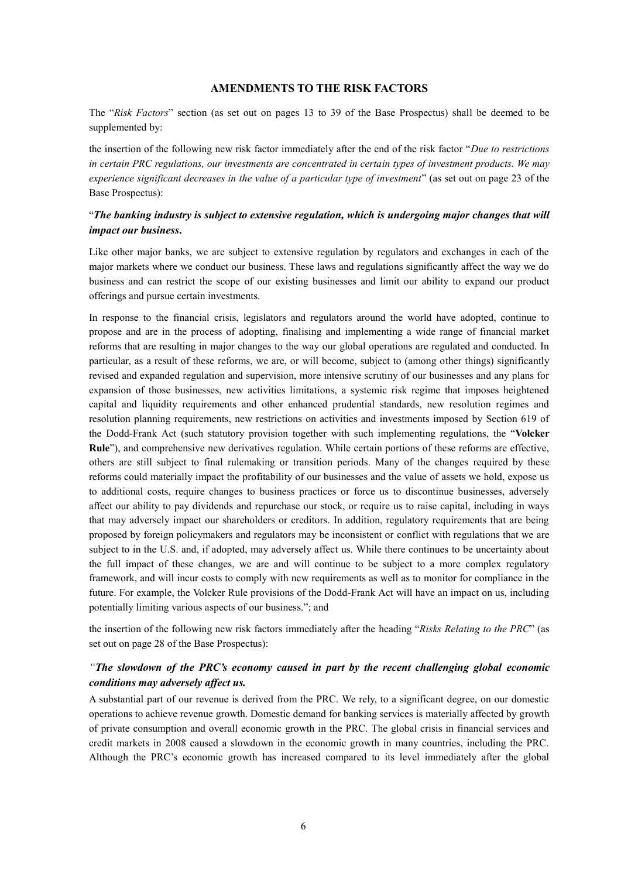## AMENDMENTS TO THE RISK FACTORS

The "*Risk Factors*" section (as set out on pages 13 to 39 of the Base Prospectus) shall be deemed to be supplemented by:

the insertion of the following new risk factor immediately after the end of the risk factor "*Due to restrictions in certain PRC regulations, our investments are concentrated in certain types of investment products. We may experience significant decreases in the value of a particular type of investment*" (as set out on page 23 of the Base Prospectus):

"***The banking industry is subject to extensive regulation, which is undergoing major changes that will impact our business.***

Like other major banks, we are subject to extensive regulation by regulators and exchanges in each of the major markets where we conduct our business. These laws and regulations significantly affect the way we do business and can restrict the scope of our existing businesses and limit our ability to expand our product offerings and pursue certain investments.

In response to the financial crisis, legislators and regulators around the world have adopted, continue to propose and are in the process of adopting, finalising and implementing a wide range of financial market reforms that are resulting in major changes to the way our global operations are regulated and conducted. In particular, as a result of these reforms, we are, or will become, subject to (among other things) significantly revised and expanded regulation and supervision, more intensive scrutiny of our businesses and any plans for expansion of those businesses, new activities limitations, a systemic risk regime that imposes heightened capital and liquidity requirements and other enhanced prudential standards, new resolution regimes and resolution planning requirements, new restrictions on activities and investments imposed by Section 619 of the Dodd-Frank Act (such statutory provision together with such implementing regulations, the "**Volcker Rule**"), and comprehensive new derivatives regulation. While certain portions of these reforms are effective, others are still subject to final rulemaking or transition periods. Many of the changes required by these reforms could materially impact the profitability of our businesses and the value of assets we hold, expose us to additional costs, require changes to business practices or force us to discontinue businesses, adversely affect our ability to pay dividends and repurchase our stock, or require us to raise capital, including in ways that may adversely impact our shareholders or creditors. In addition, regulatory requirements that are being proposed by foreign policymakers and regulators may be inconsistent or conflict with regulations that we are subject to in the U.S. and, if adopted, may adversely affect us. While there continues to be uncertainty about the full impact of these changes, we are and will continue to be subject to a more complex regulatory framework, and will incur costs to comply with new requirements as well as to monitor for compliance in the future. For example, the Volcker Rule provisions of the Dodd-Frank Act will have an impact on us, including potentially limiting various aspects of our business."; and

the insertion of the following new risk factors immediately after the heading "*Risks Relating to the PRC*" (as set out on page 28 of the Base Prospectus):

"***The slowdown of the PRC's economy caused in part by the recent challenging global economic conditions may adversely affect us.***

A substantial part of our revenue is derived from the PRC. We rely, to a significant degree, on our domestic operations to achieve revenue growth. Domestic demand for banking services is materially affected by growth of private consumption and overall economic growth in the PRC. The global crisis in financial services and credit markets in 2008 caused a slowdown in the economic growth in many countries, including the PRC. Although the PRC's economic growth has increased compared to its level immediately after the global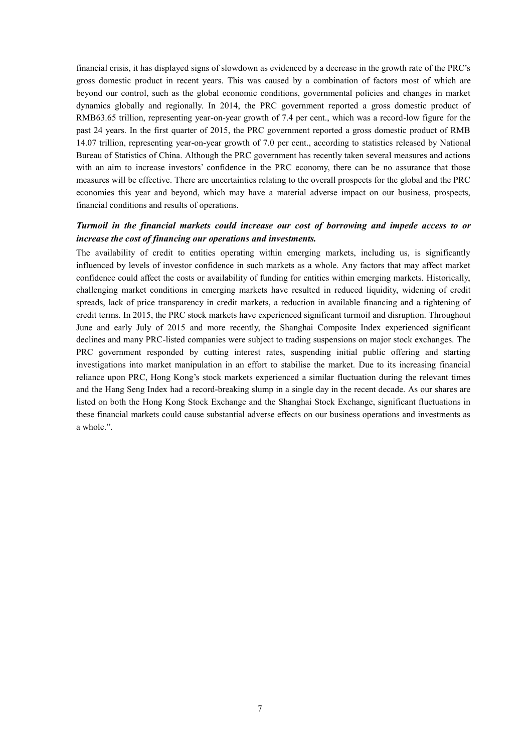financial crisis, it has displayed signs of slowdown as evidenced by a decrease in the growth rate of the PRC's gross domestic product in recent years. This was caused by a combination of factors most of which are beyond our control, such as the global economic conditions, governmental policies and changes in market dynamics globally and regionally. In 2014, the PRC government reported a gross domestic product of RMB63.65 trillion, representing year-on-year growth of 7.4 per cent., which was a record-low figure for the past 24 years. In the first quarter of 2015, the PRC government reported a gross domestic product of RMB 14.07 trillion, representing year-on-year growth of 7.0 per cent., according to statistics released by National Bureau of Statistics of China. Although the PRC government has recently taken several measures and actions with an aim to increase investors' confidence in the PRC economy, there can be no assurance that those measures will be effective. There are uncertainties relating to the overall prospects for the global and the PRC economies this year and beyond, which may have a material adverse impact on our business, prospects, financial conditions and results of operations.

***Turmoil in the financial markets could increase our cost of borrowing and impede access to or increase the cost of financing our operations and investments.***

The availability of credit to entities operating within emerging markets, including us, is significantly influenced by levels of investor confidence in such markets as a whole. Any factors that may affect market confidence could affect the costs or availability of funding for entities within emerging markets. Historically, challenging market conditions in emerging markets have resulted in reduced liquidity, widening of credit spreads, lack of price transparency in credit markets, a reduction in available financing and a tightening of credit terms. In 2015, the PRC stock markets have experienced significant turmoil and disruption. Throughout June and early July of 2015 and more recently, the Shanghai Composite Index experienced significant declines and many PRC-listed companies were subject to trading suspensions on major stock exchanges. The PRC government responded by cutting interest rates, suspending initial public offering and starting investigations into market manipulation in an effort to stabilise the market. Due to its increasing financial reliance upon PRC, Hong Kong's stock markets experienced a similar fluctuation during the relevant times and the Hang Seng Index had a record-breaking slump in a single day in the recent decade. As our shares are listed on both the Hong Kong Stock Exchange and the Shanghai Stock Exchange, significant fluctuations in these financial markets could cause substantial adverse effects on our business operations and investments as a whole.".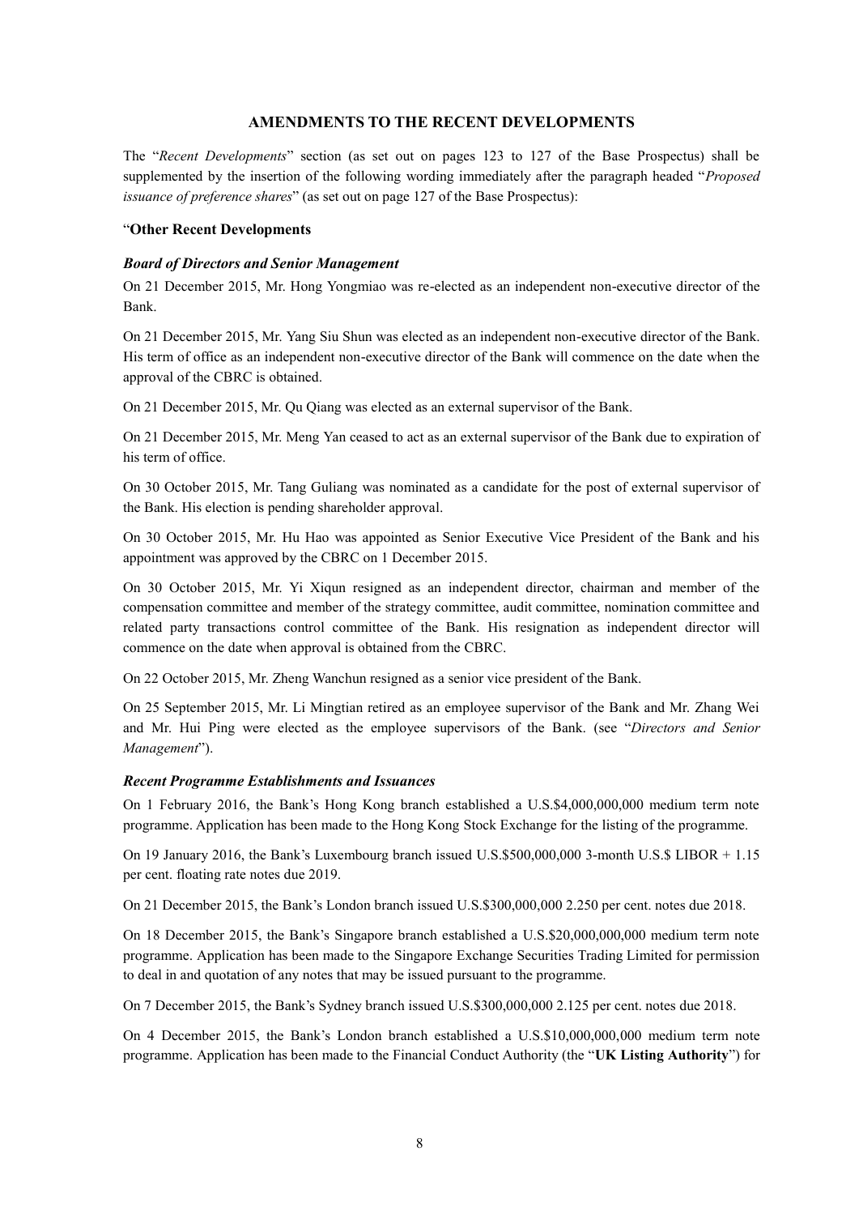## AMENDMENTS TO THE RECENT DEVELOPMENTS

The "*Recent Developments*" section (as set out on pages 123 to 127 of the Base Prospectus) shall be supplemented by the insertion of the following wording immediately after the paragraph headed "*Proposed issuance of preference shares*" (as set out on page 127 of the Base Prospectus):

"**Other Recent Developments**

***Board of Directors and Senior Management***

On 21 December 2015, Mr. Hong Yongmiao was re-elected as an independent non-executive director of the Bank.

On 21 December 2015, Mr. Yang Siu Shun was elected as an independent non-executive director of the Bank. His term of office as an independent non-executive director of the Bank will commence on the date when the approval of the CBRC is obtained.

On 21 December 2015, Mr. Qu Qiang was elected as an external supervisor of the Bank.

On 21 December 2015, Mr. Meng Yan ceased to act as an external supervisor of the Bank due to expiration of his term of office.

On 30 October 2015, Mr. Tang Guliang was nominated as a candidate for the post of external supervisor of the Bank. His election is pending shareholder approval.

On 30 October 2015, Mr. Hu Hao was appointed as Senior Executive Vice President of the Bank and his appointment was approved by the CBRC on 1 December 2015.

On 30 October 2015, Mr. Yi Xiqun resigned as an independent director, chairman and member of the compensation committee and member of the strategy committee, audit committee, nomination committee and related party transactions control committee of the Bank. His resignation as independent director will commence on the date when approval is obtained from the CBRC.

On 22 October 2015, Mr. Zheng Wanchun resigned as a senior vice president of the Bank.

On 25 September 2015, Mr. Li Mingtian retired as an employee supervisor of the Bank and Mr. Zhang Wei and Mr. Hui Ping were elected as the employee supervisors of the Bank. (see "*Directors and Senior Management*").

***Recent Programme Establishments and Issuances***

On 1 February 2016, the Bank's Hong Kong branch established a U.S.$4,000,000,000 medium term note programme. Application has been made to the Hong Kong Stock Exchange for the listing of the programme.

On 19 January 2016, the Bank's Luxembourg branch issued U.S.$500,000,000 3-month U.S.$ LIBOR + 1.15 per cent. floating rate notes due 2019.

On 21 December 2015, the Bank's London branch issued U.S.$300,000,000 2.250 per cent. notes due 2018.

On 18 December 2015, the Bank's Singapore branch established a U.S.$20,000,000,000 medium term note programme. Application has been made to the Singapore Exchange Securities Trading Limited for permission to deal in and quotation of any notes that may be issued pursuant to the programme.

On 7 December 2015, the Bank's Sydney branch issued U.S.$300,000,000 2.125 per cent. notes due 2018.

On 4 December 2015, the Bank's London branch established a U.S.$10,000,000,000 medium term note programme. Application has been made to the Financial Conduct Authority (the "**UK Listing Authority**") for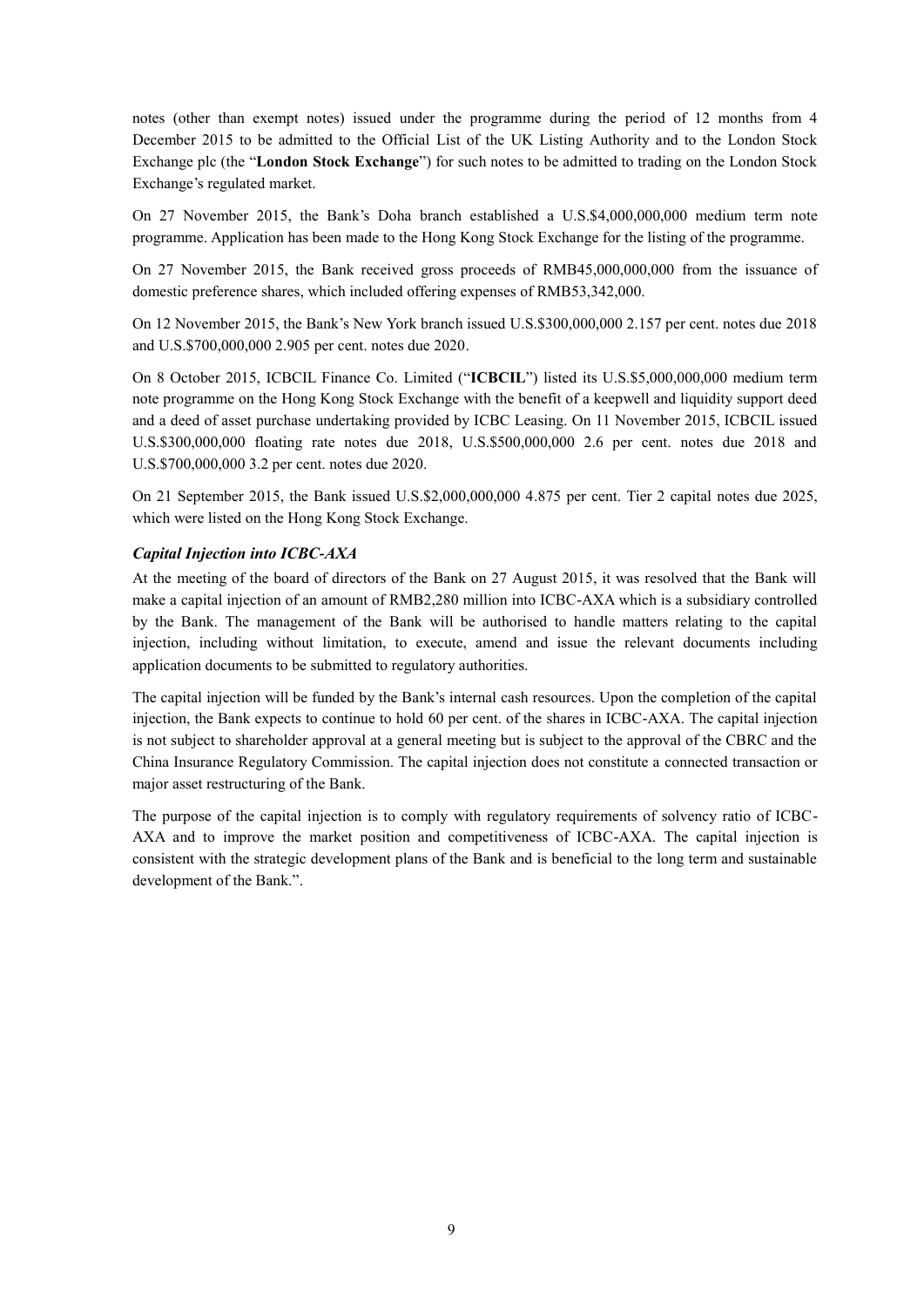notes (other than exempt notes) issued under the programme during the period of 12 months from 4 December 2015 to be admitted to the Official List of the UK Listing Authority and to the London Stock Exchange plc (the "**London Stock Exchange**") for such notes to be admitted to trading on the London Stock Exchange's regulated market.

On 27 November 2015, the Bank's Doha branch established a U.S.$4,000,000,000 medium term note programme. Application has been made to the Hong Kong Stock Exchange for the listing of the programme.

On 27 November 2015, the Bank received gross proceeds of RMB45,000,000,000 from the issuance of domestic preference shares, which included offering expenses of RMB53,342,000.

On 12 November 2015, the Bank's New York branch issued U.S.$300,000,000 2.157 per cent. notes due 2018 and U.S.$700,000,000 2.905 per cent. notes due 2020.

On 8 October 2015, ICBCIL Finance Co. Limited ("**ICBCIL**") listed its U.S.$5,000,000,000 medium term note programme on the Hong Kong Stock Exchange with the benefit of a keepwell and liquidity support deed and a deed of asset purchase undertaking provided by ICBC Leasing. On 11 November 2015, ICBCIL issued U.S.$300,000,000 floating rate notes due 2018, U.S.$500,000,000 2.6 per cent. notes due 2018 and U.S.$700,000,000 3.2 per cent. notes due 2020.

On 21 September 2015, the Bank issued U.S.$2,000,000,000 4.875 per cent. Tier 2 capital notes due 2025, which were listed on the Hong Kong Stock Exchange.

***Capital Injection into ICBC-AXA***

At the meeting of the board of directors of the Bank on 27 August 2015, it was resolved that the Bank will make a capital injection of an amount of RMB2,280 million into ICBC-AXA which is a subsidiary controlled by the Bank. The management of the Bank will be authorised to handle matters relating to the capital injection, including without limitation, to execute, amend and issue the relevant documents including application documents to be submitted to regulatory authorities.

The capital injection will be funded by the Bank's internal cash resources. Upon the completion of the capital injection, the Bank expects to continue to hold 60 per cent. of the shares in ICBC-AXA. The capital injection is not subject to shareholder approval at a general meeting but is subject to the approval of the CBRC and the China Insurance Regulatory Commission. The capital injection does not constitute a connected transaction or major asset restructuring of the Bank.

The purpose of the capital injection is to comply with regulatory requirements of solvency ratio of ICBC-AXA and to improve the market position and competitiveness of ICBC-AXA. The capital injection is consistent with the strategic development plans of the Bank and is beneficial to the long term and sustainable development of the Bank.".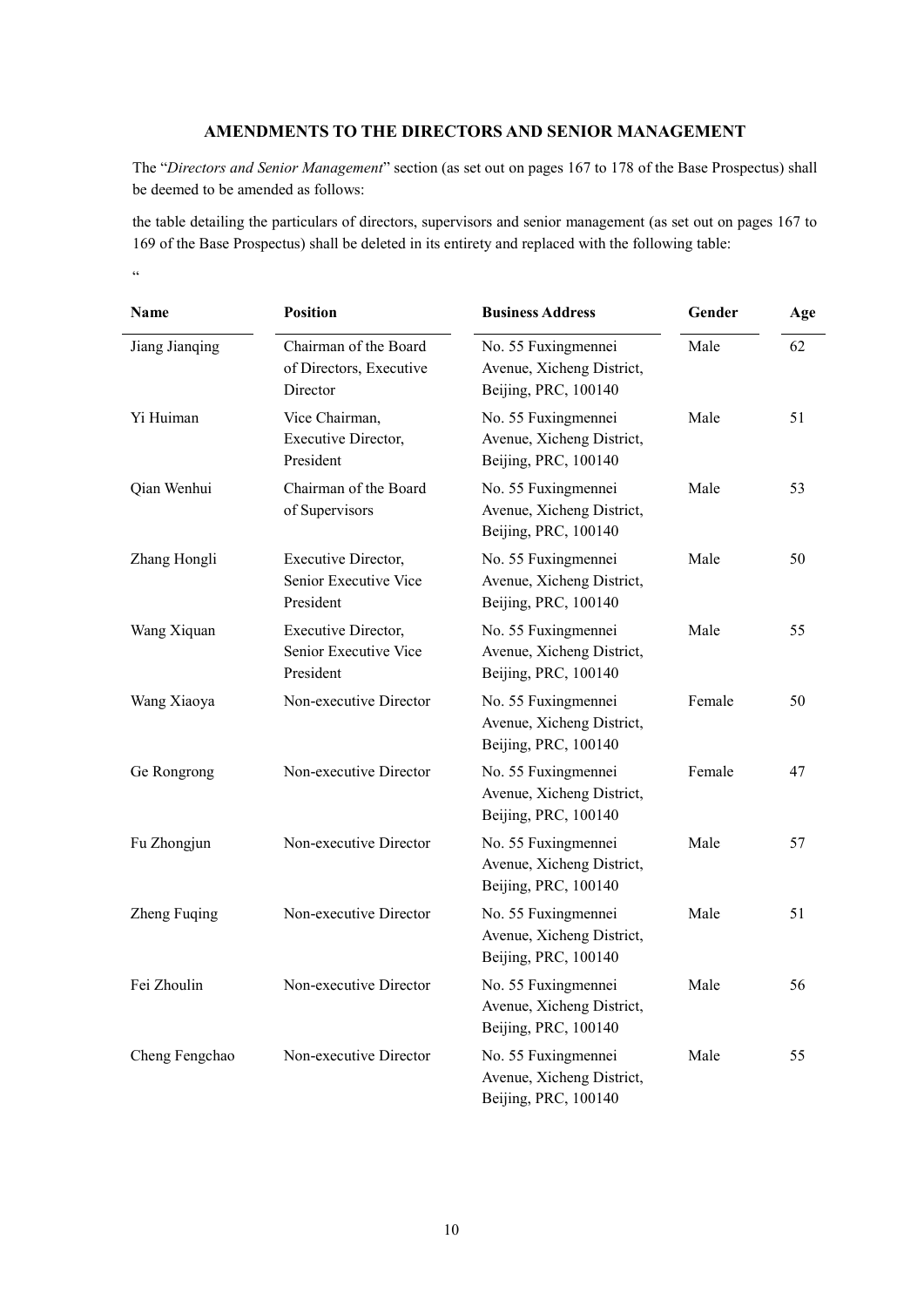## AMENDMENTS TO THE DIRECTORS AND SENIOR MANAGEMENT

The "*Directors and Senior Management*" section (as set out on pages 167 to 178 of the Base Prospectus) shall be deemed to be amended as follows:

the table detailing the particulars of directors, supervisors and senior management (as set out on pages 167 to 169 of the Base Prospectus) shall be deleted in its entirety and replaced with the following table:

"

| Name | Position | Business Address | Gender | Age |
|---|---|---|---|---|
| Jiang Jianqing | Chairman of the Board of Directors, Executive Director | No. 55 Fuxingmennei Avenue, Xicheng District, Beijing, PRC, 100140 | Male | 62 |
| Yi Huiman | Vice Chairman, Executive Director, President | No. 55 Fuxingmennei Avenue, Xicheng District, Beijing, PRC, 100140 | Male | 51 |
| Qian Wenhui | Chairman of the Board of Supervisors | No. 55 Fuxingmennei Avenue, Xicheng District, Beijing, PRC, 100140 | Male | 53 |
| Zhang Hongli | Executive Director, Senior Executive Vice President | No. 55 Fuxingmennei Avenue, Xicheng District, Beijing, PRC, 100140 | Male | 50 |
| Wang Xiquan | Executive Director, Senior Executive Vice President | No. 55 Fuxingmennei Avenue, Xicheng District, Beijing, PRC, 100140 | Male | 55 |
| Wang Xiaoya | Non-executive Director | No. 55 Fuxingmennei Avenue, Xicheng District, Beijing, PRC, 100140 | Female | 50 |
| Ge Rongrong | Non-executive Director | No. 55 Fuxingmennei Avenue, Xicheng District, Beijing, PRC, 100140 | Female | 47 |
| Fu Zhongjun | Non-executive Director | No. 55 Fuxingmennei Avenue, Xicheng District, Beijing, PRC, 100140 | Male | 57 |
| Zheng Fuqing | Non-executive Director | No. 55 Fuxingmennei Avenue, Xicheng District, Beijing, PRC, 100140 | Male | 51 |
| Fei Zhoulin | Non-executive Director | No. 55 Fuxingmennei Avenue, Xicheng District, Beijing, PRC, 100140 | Male | 56 |
| Cheng Fengchao | Non-executive Director | No. 55 Fuxingmennei Avenue, Xicheng District, Beijing, PRC, 100140 | Male | 55 |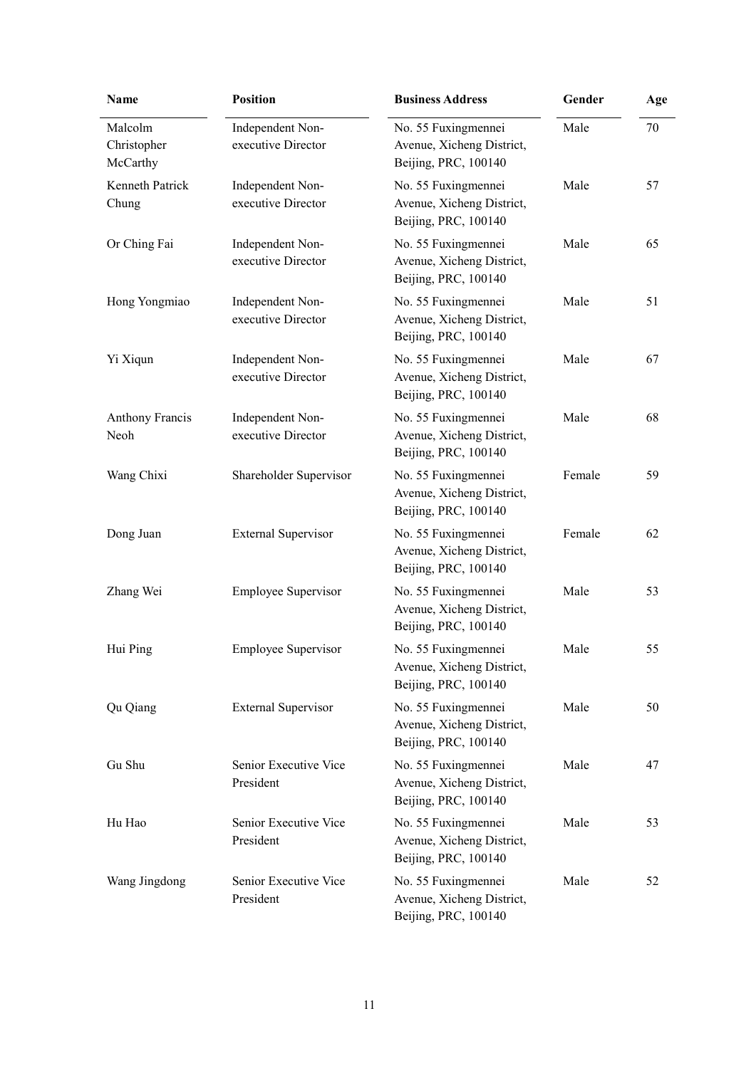| Name | Position | Business Address | Gender | Age |
|---|---|---|---|---|
| Malcolm Christopher McCarthy | Independent Non-executive Director | No. 55 Fuxingmennei Avenue, Xicheng District, Beijing, PRC, 100140 | Male | 70 |
| Kenneth Patrick Chung | Independent Non-executive Director | No. 55 Fuxingmennei Avenue, Xicheng District, Beijing, PRC, 100140 | Male | 57 |
| Or Ching Fai | Independent Non-executive Director | No. 55 Fuxingmennei Avenue, Xicheng District, Beijing, PRC, 100140 | Male | 65 |
| Hong Yongmiao | Independent Non-executive Director | No. 55 Fuxingmennei Avenue, Xicheng District, Beijing, PRC, 100140 | Male | 51 |
| Yi Xiqun | Independent Non-executive Director | No. 55 Fuxingmennei Avenue, Xicheng District, Beijing, PRC, 100140 | Male | 67 |
| Anthony Francis Neoh | Independent Non-executive Director | No. 55 Fuxingmennei Avenue, Xicheng District, Beijing, PRC, 100140 | Male | 68 |
| Wang Chixi | Shareholder Supervisor | No. 55 Fuxingmennei Avenue, Xicheng District, Beijing, PRC, 100140 | Female | 59 |
| Dong Juan | External Supervisor | No. 55 Fuxingmennei Avenue, Xicheng District, Beijing, PRC, 100140 | Female | 62 |
| Zhang Wei | Employee Supervisor | No. 55 Fuxingmennei Avenue, Xicheng District, Beijing, PRC, 100140 | Male | 53 |
| Hui Ping | Employee Supervisor | No. 55 Fuxingmennei Avenue, Xicheng District, Beijing, PRC, 100140 | Male | 55 |
| Qu Qiang | External Supervisor | No. 55 Fuxingmennei Avenue, Xicheng District, Beijing, PRC, 100140 | Male | 50 |
| Gu Shu | Senior Executive Vice President | No. 55 Fuxingmennei Avenue, Xicheng District, Beijing, PRC, 100140 | Male | 47 |
| Hu Hao | Senior Executive Vice President | No. 55 Fuxingmennei Avenue, Xicheng District, Beijing, PRC, 100140 | Male | 53 |
| Wang Jingdong | Senior Executive Vice President | No. 55 Fuxingmennei Avenue, Xicheng District, Beijing, PRC, 100140 | Male | 52 |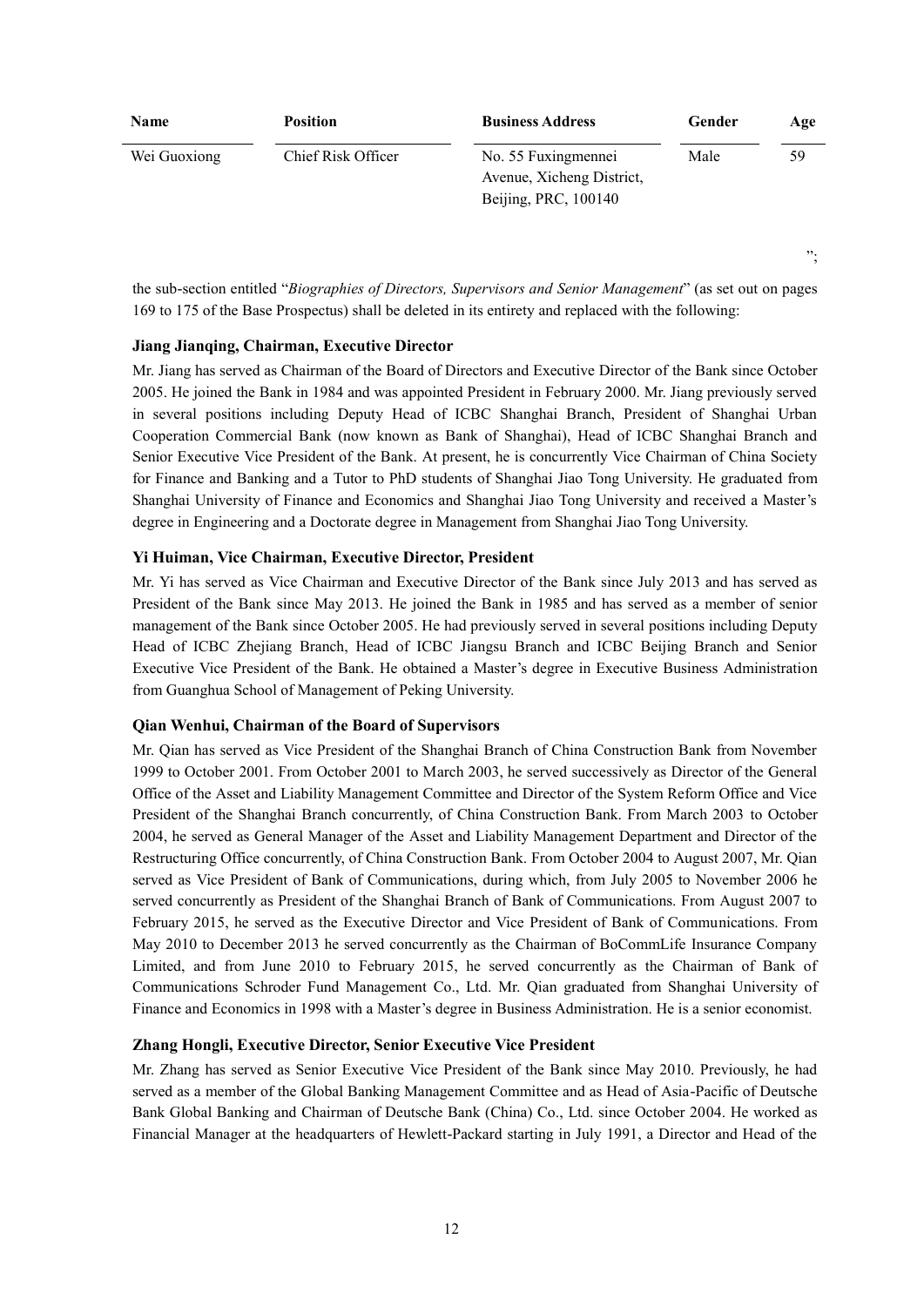| Name | Position | Business Address | Gender | Age |
|---|---|---|---|---|
| Wei Guoxiong | Chief Risk Officer | No. 55 Fuxingmennei Avenue, Xicheng District, Beijing, PRC, 100140 | Male | 59 |

";

the sub-section entitled "*Biographies of Directors, Supervisors and Senior Management*" (as set out on pages 169 to 175 of the Base Prospectus) shall be deleted in its entirety and replaced with the following:

**Jiang Jianqing, Chairman, Executive Director**

Mr. Jiang has served as Chairman of the Board of Directors and Executive Director of the Bank since October 2005. He joined the Bank in 1984 and was appointed President in February 2000. Mr. Jiang previously served in several positions including Deputy Head of ICBC Shanghai Branch, President of Shanghai Urban Cooperation Commercial Bank (now known as Bank of Shanghai), Head of ICBC Shanghai Branch and Senior Executive Vice President of the Bank. At present, he is concurrently Vice Chairman of China Society for Finance and Banking and a Tutor to PhD students of Shanghai Jiao Tong University. He graduated from Shanghai University of Finance and Economics and Shanghai Jiao Tong University and received a Master's degree in Engineering and a Doctorate degree in Management from Shanghai Jiao Tong University.

**Yi Huiman, Vice Chairman, Executive Director, President**

Mr. Yi has served as Vice Chairman and Executive Director of the Bank since July 2013 and has served as President of the Bank since May 2013. He joined the Bank in 1985 and has served as a member of senior management of the Bank since October 2005. He had previously served in several positions including Deputy Head of ICBC Zhejiang Branch, Head of ICBC Jiangsu Branch and ICBC Beijing Branch and Senior Executive Vice President of the Bank. He obtained a Master's degree in Executive Business Administration from Guanghua School of Management of Peking University.

**Qian Wenhui, Chairman of the Board of Supervisors**

Mr. Qian has served as Vice President of the Shanghai Branch of China Construction Bank from November 1999 to October 2001. From October 2001 to March 2003, he served successively as Director of the General Office of the Asset and Liability Management Committee and Director of the System Reform Office and Vice President of the Shanghai Branch concurrently, of China Construction Bank. From March 2003 to October 2004, he served as General Manager of the Asset and Liability Management Department and Director of the Restructuring Office concurrently, of China Construction Bank. From October 2004 to August 2007, Mr. Qian served as Vice President of Bank of Communications, during which, from July 2005 to November 2006 he served concurrently as President of the Shanghai Branch of Bank of Communications. From August 2007 to February 2015, he served as the Executive Director and Vice President of Bank of Communications. From May 2010 to December 2013 he served concurrently as the Chairman of BoCommLife Insurance Company Limited, and from June 2010 to February 2015, he served concurrently as the Chairman of Bank of Communications Schroder Fund Management Co., Ltd. Mr. Qian graduated from Shanghai University of Finance and Economics in 1998 with a Master's degree in Business Administration. He is a senior economist.

**Zhang Hongli, Executive Director, Senior Executive Vice President**

Mr. Zhang has served as Senior Executive Vice President of the Bank since May 2010. Previously, he had served as a member of the Global Banking Management Committee and as Head of Asia-Pacific of Deutsche Bank Global Banking and Chairman of Deutsche Bank (China) Co., Ltd. since October 2004. He worked as Financial Manager at the headquarters of Hewlett-Packard starting in July 1991, a Director and Head of the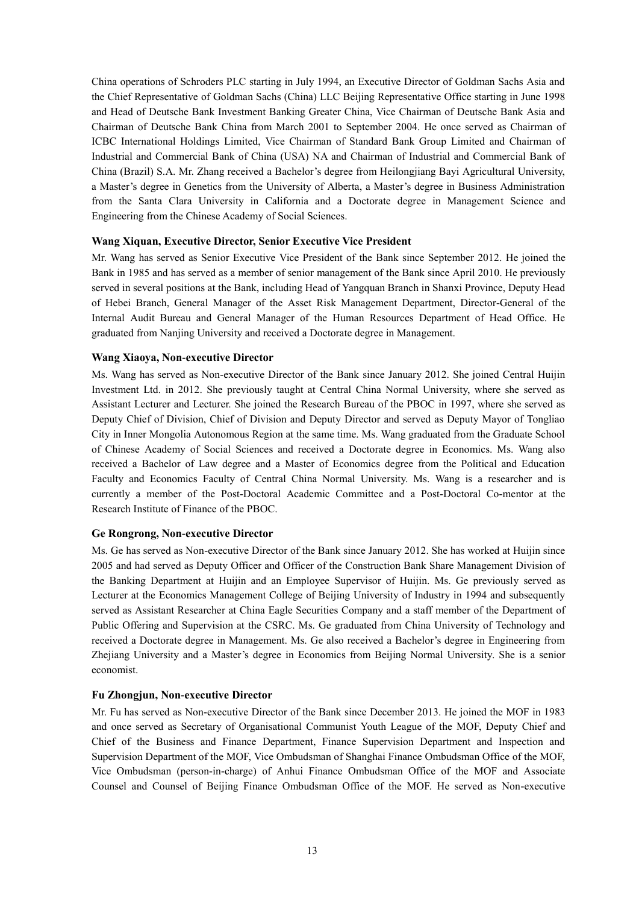China operations of Schroders PLC starting in July 1994, an Executive Director of Goldman Sachs Asia and the Chief Representative of Goldman Sachs (China) LLC Beijing Representative Office starting in June 1998 and Head of Deutsche Bank Investment Banking Greater China, Vice Chairman of Deutsche Bank Asia and Chairman of Deutsche Bank China from March 2001 to September 2004. He once served as Chairman of ICBC International Holdings Limited, Vice Chairman of Standard Bank Group Limited and Chairman of Industrial and Commercial Bank of China (USA) NA and Chairman of Industrial and Commercial Bank of China (Brazil) S.A. Mr. Zhang received a Bachelor's degree from Heilongjiang Bayi Agricultural University, a Master's degree in Genetics from the University of Alberta, a Master's degree in Business Administration from the Santa Clara University in California and a Doctorate degree in Management Science and Engineering from the Chinese Academy of Social Sciences.

**Wang Xiquan, Executive Director, Senior Executive Vice President**

Mr. Wang has served as Senior Executive Vice President of the Bank since September 2012. He joined the Bank in 1985 and has served as a member of senior management of the Bank since April 2010. He previously served in several positions at the Bank, including Head of Yangquan Branch in Shanxi Province, Deputy Head of Hebei Branch, General Manager of the Asset Risk Management Department, Director-General of the Internal Audit Bureau and General Manager of the Human Resources Department of Head Office. He graduated from Nanjing University and received a Doctorate degree in Management.

**Wang Xiaoya, Non-executive Director**

Ms. Wang has served as Non-executive Director of the Bank since January 2012. She joined Central Huijin Investment Ltd. in 2012. She previously taught at Central China Normal University, where she served as Assistant Lecturer and Lecturer. She joined the Research Bureau of the PBOC in 1997, where she served as Deputy Chief of Division, Chief of Division and Deputy Director and served as Deputy Mayor of Tongliao City in Inner Mongolia Autonomous Region at the same time. Ms. Wang graduated from the Graduate School of Chinese Academy of Social Sciences and received a Doctorate degree in Economics. Ms. Wang also received a Bachelor of Law degree and a Master of Economics degree from the Political and Education Faculty and Economics Faculty of Central China Normal University. Ms. Wang is a researcher and is currently a member of the Post-Doctoral Academic Committee and a Post-Doctoral Co-mentor at the Research Institute of Finance of the PBOC.

**Ge Rongrong, Non-executive Director**

Ms. Ge has served as Non-executive Director of the Bank since January 2012. She has worked at Huijin since 2005 and had served as Deputy Officer and Officer of the Construction Bank Share Management Division of the Banking Department at Huijin and an Employee Supervisor of Huijin. Ms. Ge previously served as Lecturer at the Economics Management College of Beijing University of Industry in 1994 and subsequently served as Assistant Researcher at China Eagle Securities Company and a staff member of the Department of Public Offering and Supervision at the CSRC. Ms. Ge graduated from China University of Technology and received a Doctorate degree in Management. Ms. Ge also received a Bachelor's degree in Engineering from Zhejiang University and a Master's degree in Economics from Beijing Normal University. She is a senior economist.

**Fu Zhongjun, Non-executive Director**

Mr. Fu has served as Non-executive Director of the Bank since December 2013. He joined the MOF in 1983 and once served as Secretary of Organisational Communist Youth League of the MOF, Deputy Chief and Chief of the Business and Finance Department, Finance Supervision Department and Inspection and Supervision Department of the MOF, Vice Ombudsman of Shanghai Finance Ombudsman Office of the MOF, Vice Ombudsman (person-in-charge) of Anhui Finance Ombudsman Office of the MOF and Associate Counsel and Counsel of Beijing Finance Ombudsman Office of the MOF. He served as Non-executive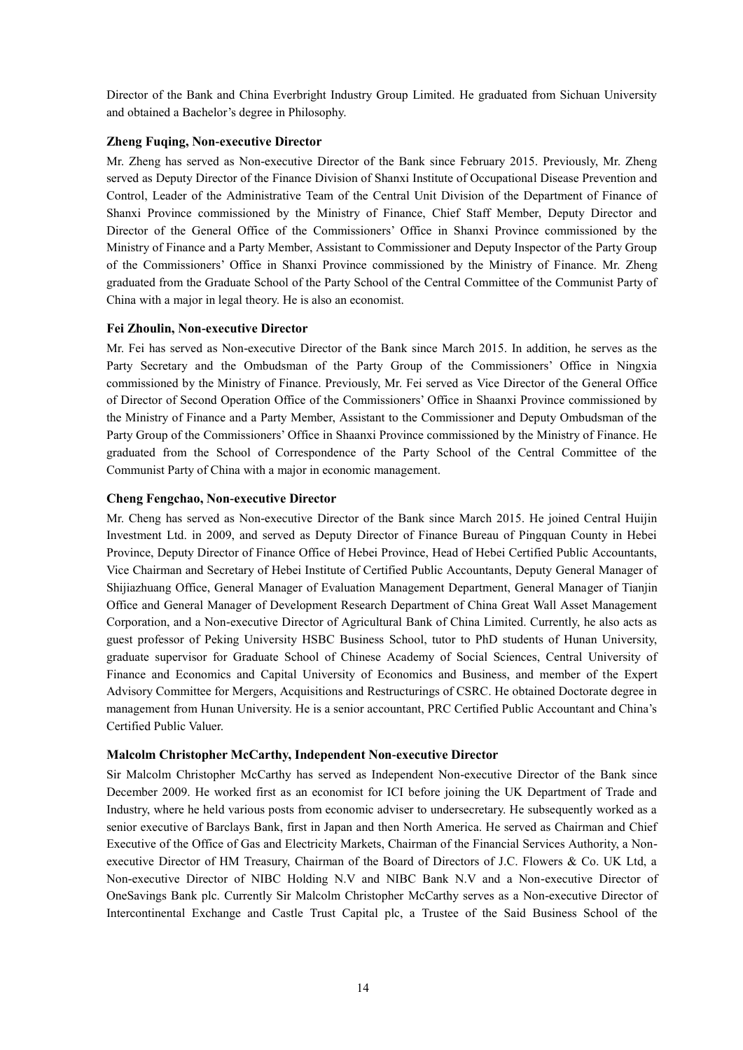Director of the Bank and China Everbright Industry Group Limited. He graduated from Sichuan University and obtained a Bachelor's degree in Philosophy.

**Zheng Fuqing, Non-executive Director**

Mr. Zheng has served as Non-executive Director of the Bank since February 2015. Previously, Mr. Zheng served as Deputy Director of the Finance Division of Shanxi Institute of Occupational Disease Prevention and Control, Leader of the Administrative Team of the Central Unit Division of the Department of Finance of Shanxi Province commissioned by the Ministry of Finance, Chief Staff Member, Deputy Director and Director of the General Office of the Commissioners' Office in Shanxi Province commissioned by the Ministry of Finance and a Party Member, Assistant to Commissioner and Deputy Inspector of the Party Group of the Commissioners' Office in Shanxi Province commissioned by the Ministry of Finance. Mr. Zheng graduated from the Graduate School of the Party School of the Central Committee of the Communist Party of China with a major in legal theory. He is also an economist.

**Fei Zhoulin, Non-executive Director**

Mr. Fei has served as Non-executive Director of the Bank since March 2015. In addition, he serves as the Party Secretary and the Ombudsman of the Party Group of the Commissioners' Office in Ningxia commissioned by the Ministry of Finance. Previously, Mr. Fei served as Vice Director of the General Office of Director of Second Operation Office of the Commissioners' Office in Shaanxi Province commissioned by the Ministry of Finance and a Party Member, Assistant to the Commissioner and Deputy Ombudsman of the Party Group of the Commissioners' Office in Shaanxi Province commissioned by the Ministry of Finance. He graduated from the School of Correspondence of the Party School of the Central Committee of the Communist Party of China with a major in economic management.

**Cheng Fengchao, Non-executive Director**

Mr. Cheng has served as Non-executive Director of the Bank since March 2015. He joined Central Huijin Investment Ltd. in 2009, and served as Deputy Director of Finance Bureau of Pingquan County in Hebei Province, Deputy Director of Finance Office of Hebei Province, Head of Hebei Certified Public Accountants, Vice Chairman and Secretary of Hebei Institute of Certified Public Accountants, Deputy General Manager of Shijiazhuang Office, General Manager of Evaluation Management Department, General Manager of Tianjin Office and General Manager of Development Research Department of China Great Wall Asset Management Corporation, and a Non-executive Director of Agricultural Bank of China Limited. Currently, he also acts as guest professor of Peking University HSBC Business School, tutor to PhD students of Hunan University, graduate supervisor for Graduate School of Chinese Academy of Social Sciences, Central University of Finance and Economics and Capital University of Economics and Business, and member of the Expert Advisory Committee for Mergers, Acquisitions and Restructurings of CSRC. He obtained Doctorate degree in management from Hunan University. He is a senior accountant, PRC Certified Public Accountant and China's Certified Public Valuer.

**Malcolm Christopher McCarthy, Independent Non-executive Director**

Sir Malcolm Christopher McCarthy has served as Independent Non-executive Director of the Bank since December 2009. He worked first as an economist for ICI before joining the UK Department of Trade and Industry, where he held various posts from economic adviser to undersecretary. He subsequently worked as a senior executive of Barclays Bank, first in Japan and then North America. He served as Chairman and Chief Executive of the Office of Gas and Electricity Markets, Chairman of the Financial Services Authority, a Non-executive Director of HM Treasury, Chairman of the Board of Directors of J.C. Flowers & Co. UK Ltd, a Non-executive Director of NIBC Holding N.V and NIBC Bank N.V and a Non-executive Director of OneSavings Bank plc. Currently Sir Malcolm Christopher McCarthy serves as a Non-executive Director of Intercontinental Exchange and Castle Trust Capital plc, a Trustee of the Said Business School of the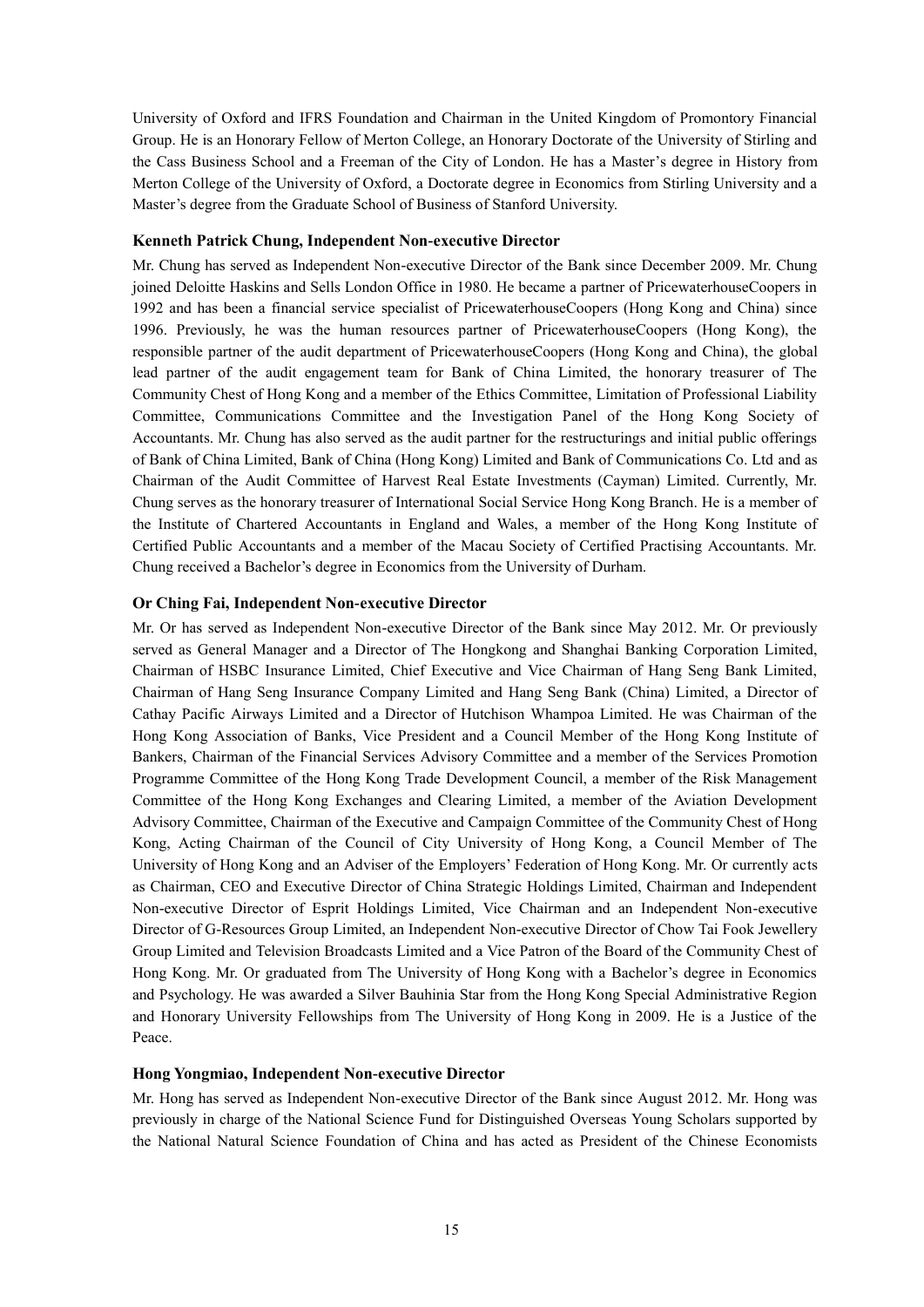University of Oxford and IFRS Foundation and Chairman in the United Kingdom of Promontory Financial Group. He is an Honorary Fellow of Merton College, an Honorary Doctorate of the University of Stirling and the Cass Business School and a Freeman of the City of London. He has a Master's degree in History from Merton College of the University of Oxford, a Doctorate degree in Economics from Stirling University and a Master's degree from the Graduate School of Business of Stanford University.

**Kenneth Patrick Chung, Independent Non-executive Director**

Mr. Chung has served as Independent Non-executive Director of the Bank since December 2009. Mr. Chung joined Deloitte Haskins and Sells London Office in 1980. He became a partner of PricewaterhouseCoopers in 1992 and has been a financial service specialist of PricewaterhouseCoopers (Hong Kong and China) since 1996. Previously, he was the human resources partner of PricewaterhouseCoopers (Hong Kong), the responsible partner of the audit department of PricewaterhouseCoopers (Hong Kong and China), the global lead partner of the audit engagement team for Bank of China Limited, the honorary treasurer of The Community Chest of Hong Kong and a member of the Ethics Committee, Limitation of Professional Liability Committee, Communications Committee and the Investigation Panel of the Hong Kong Society of Accountants. Mr. Chung has also served as the audit partner for the restructurings and initial public offerings of Bank of China Limited, Bank of China (Hong Kong) Limited and Bank of Communications Co. Ltd and as Chairman of the Audit Committee of Harvest Real Estate Investments (Cayman) Limited. Currently, Mr. Chung serves as the honorary treasurer of International Social Service Hong Kong Branch. He is a member of the Institute of Chartered Accountants in England and Wales, a member of the Hong Kong Institute of Certified Public Accountants and a member of the Macau Society of Certified Practising Accountants. Mr. Chung received a Bachelor's degree in Economics from the University of Durham.

**Or Ching Fai, Independent Non-executive Director**

Mr. Or has served as Independent Non-executive Director of the Bank since May 2012. Mr. Or previously served as General Manager and a Director of The Hongkong and Shanghai Banking Corporation Limited, Chairman of HSBC Insurance Limited, Chief Executive and Vice Chairman of Hang Seng Bank Limited, Chairman of Hang Seng Insurance Company Limited and Hang Seng Bank (China) Limited, a Director of Cathay Pacific Airways Limited and a Director of Hutchison Whampoa Limited. He was Chairman of the Hong Kong Association of Banks, Vice President and a Council Member of the Hong Kong Institute of Bankers, Chairman of the Financial Services Advisory Committee and a member of the Services Promotion Programme Committee of the Hong Kong Trade Development Council, a member of the Risk Management Committee of the Hong Kong Exchanges and Clearing Limited, a member of the Aviation Development Advisory Committee, Chairman of the Executive and Campaign Committee of the Community Chest of Hong Kong, Acting Chairman of the Council of City University of Hong Kong, a Council Member of The University of Hong Kong and an Adviser of the Employers' Federation of Hong Kong. Mr. Or currently acts as Chairman, CEO and Executive Director of China Strategic Holdings Limited, Chairman and Independent Non-executive Director of Esprit Holdings Limited, Vice Chairman and an Independent Non-executive Director of G-Resources Group Limited, an Independent Non-executive Director of Chow Tai Fook Jewellery Group Limited and Television Broadcasts Limited and a Vice Patron of the Board of the Community Chest of Hong Kong. Mr. Or graduated from The University of Hong Kong with a Bachelor's degree in Economics and Psychology. He was awarded a Silver Bauhinia Star from the Hong Kong Special Administrative Region and Honorary University Fellowships from The University of Hong Kong in 2009. He is a Justice of the Peace.

**Hong Yongmiao, Independent Non-executive Director**

Mr. Hong has served as Independent Non-executive Director of the Bank since August 2012. Mr. Hong was previously in charge of the National Science Fund for Distinguished Overseas Young Scholars supported by the National Natural Science Foundation of China and has acted as President of the Chinese Economists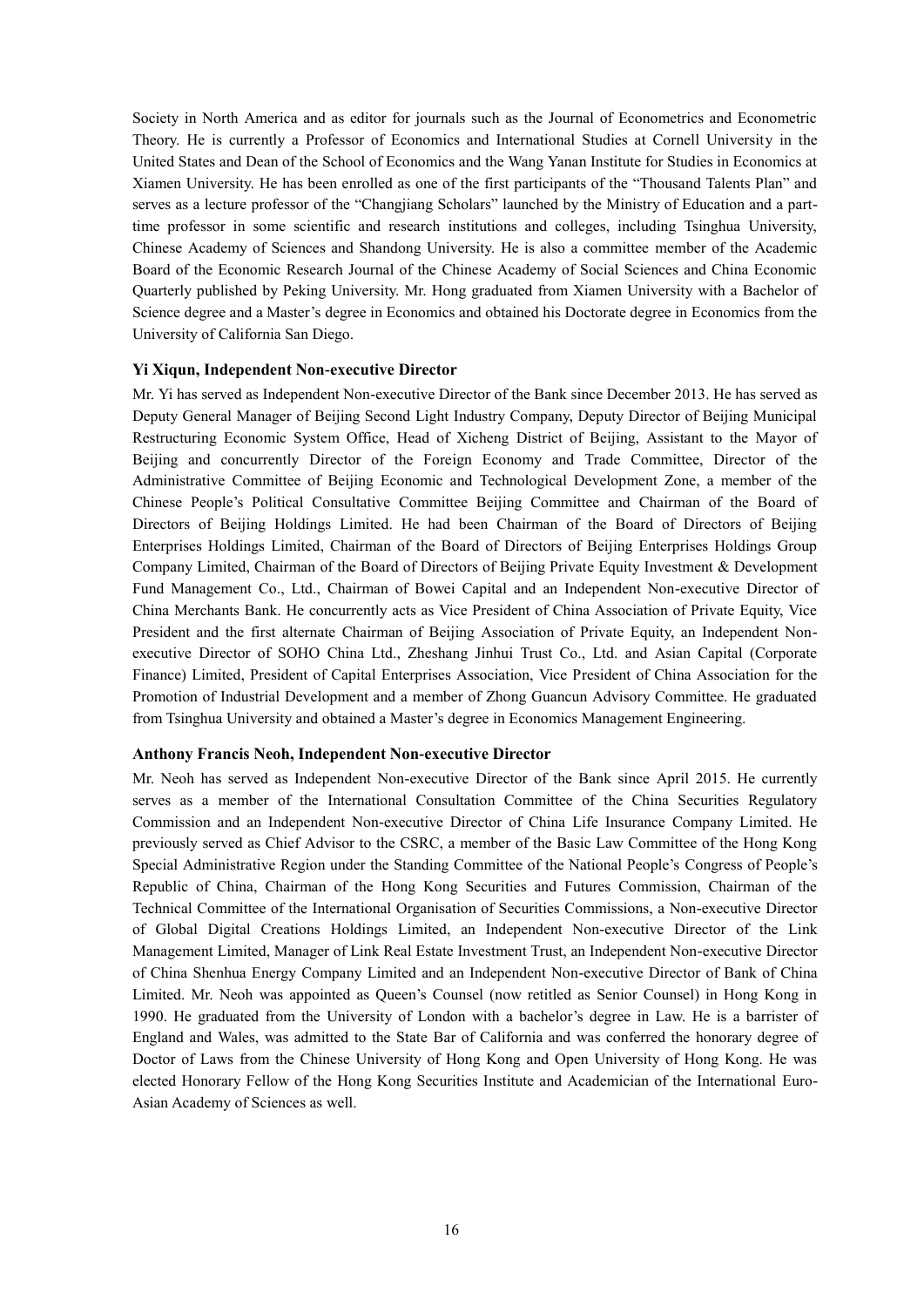Society in North America and as editor for journals such as the Journal of Econometrics and Econometric Theory. He is currently a Professor of Economics and International Studies at Cornell University in the United States and Dean of the School of Economics and the Wang Yanan Institute for Studies in Economics at Xiamen University. He has been enrolled as one of the first participants of the "Thousand Talents Plan" and serves as a lecture professor of the "Changjiang Scholars" launched by the Ministry of Education and a part-time professor in some scientific and research institutions and colleges, including Tsinghua University, Chinese Academy of Sciences and Shandong University. He is also a committee member of the Academic Board of the Economic Research Journal of the Chinese Academy of Social Sciences and China Economic Quarterly published by Peking University. Mr. Hong graduated from Xiamen University with a Bachelor of Science degree and a Master's degree in Economics and obtained his Doctorate degree in Economics from the University of California San Diego.

**Yi Xiqun, Independent Non-executive Director**

Mr. Yi has served as Independent Non-executive Director of the Bank since December 2013. He has served as Deputy General Manager of Beijing Second Light Industry Company, Deputy Director of Beijing Municipal Restructuring Economic System Office, Head of Xicheng District of Beijing, Assistant to the Mayor of Beijing and concurrently Director of the Foreign Economy and Trade Committee, Director of the Administrative Committee of Beijing Economic and Technological Development Zone, a member of the Chinese People's Political Consultative Committee Beijing Committee and Chairman of the Board of Directors of Beijing Holdings Limited. He had been Chairman of the Board of Directors of Beijing Enterprises Holdings Limited, Chairman of the Board of Directors of Beijing Enterprises Holdings Group Company Limited, Chairman of the Board of Directors of Beijing Private Equity Investment & Development Fund Management Co., Ltd., Chairman of Bowei Capital and an Independent Non-executive Director of China Merchants Bank. He concurrently acts as Vice President of China Association of Private Equity, Vice President and the first alternate Chairman of Beijing Association of Private Equity, an Independent Non-executive Director of SOHO China Ltd., Zheshang Jinhui Trust Co., Ltd. and Asian Capital (Corporate Finance) Limited, President of Capital Enterprises Association, Vice President of China Association for the Promotion of Industrial Development and a member of Zhong Guancun Advisory Committee. He graduated from Tsinghua University and obtained a Master's degree in Economics Management Engineering.

**Anthony Francis Neoh, Independent Non-executive Director**

Mr. Neoh has served as Independent Non-executive Director of the Bank since April 2015. He currently serves as a member of the International Consultation Committee of the China Securities Regulatory Commission and an Independent Non-executive Director of China Life Insurance Company Limited. He previously served as Chief Advisor to the CSRC, a member of the Basic Law Committee of the Hong Kong Special Administrative Region under the Standing Committee of the National People's Congress of People's Republic of China, Chairman of the Hong Kong Securities and Futures Commission, Chairman of the Technical Committee of the International Organisation of Securities Commissions, a Non-executive Director of Global Digital Creations Holdings Limited, an Independent Non-executive Director of the Link Management Limited, Manager of Link Real Estate Investment Trust, an Independent Non-executive Director of China Shenhua Energy Company Limited and an Independent Non-executive Director of Bank of China Limited. Mr. Neoh was appointed as Queen's Counsel (now retitled as Senior Counsel) in Hong Kong in 1990. He graduated from the University of London with a bachelor's degree in Law. He is a barrister of England and Wales, was admitted to the State Bar of California and was conferred the honorary degree of Doctor of Laws from the Chinese University of Hong Kong and Open University of Hong Kong. He was elected Honorary Fellow of the Hong Kong Securities Institute and Academician of the International Euro-Asian Academy of Sciences as well.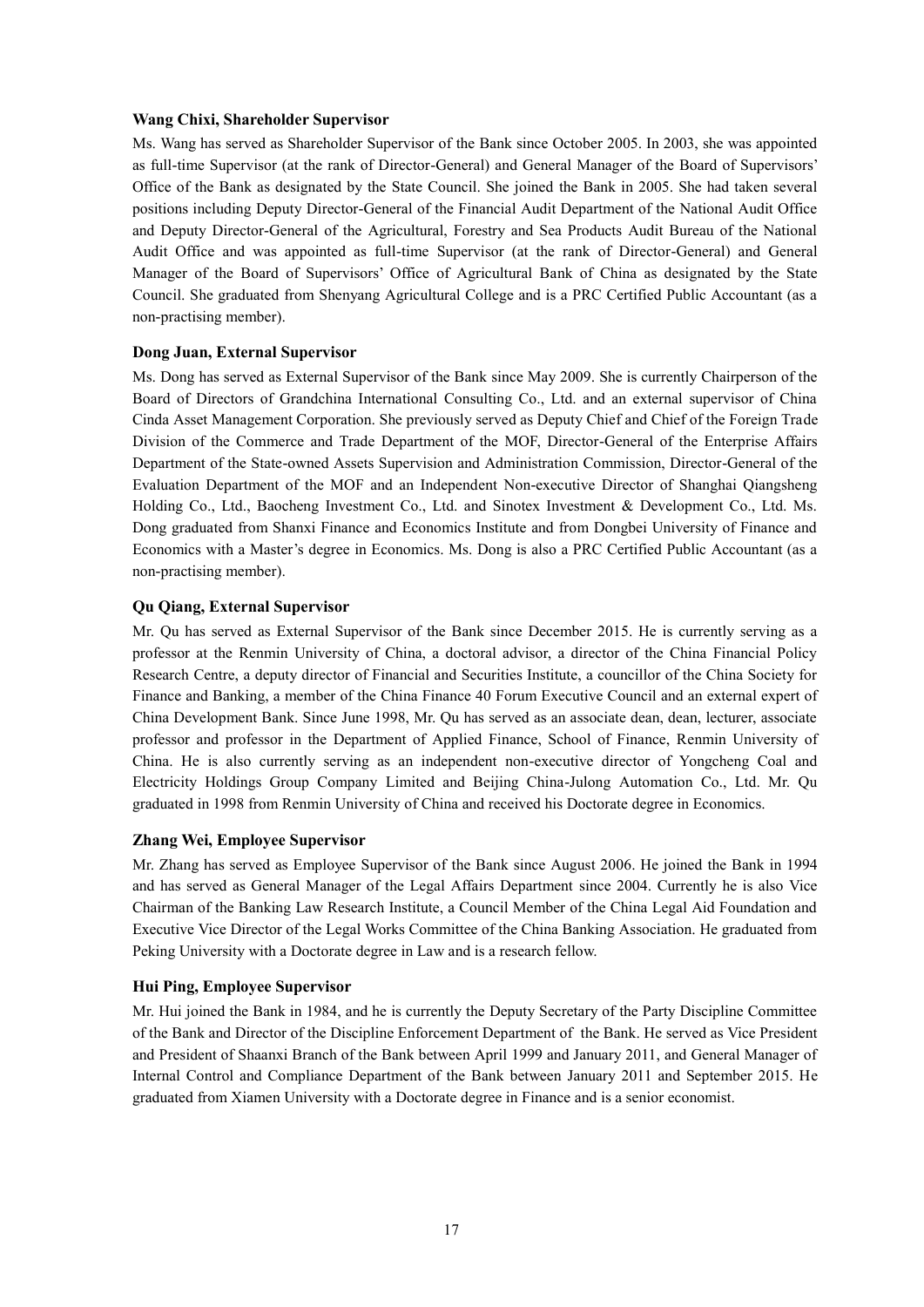**Wang Chixi, Shareholder Supervisor**

Ms. Wang has served as Shareholder Supervisor of the Bank since October 2005. In 2003, she was appointed as full-time Supervisor (at the rank of Director-General) and General Manager of the Board of Supervisors' Office of the Bank as designated by the State Council. She joined the Bank in 2005. She had taken several positions including Deputy Director-General of the Financial Audit Department of the National Audit Office and Deputy Director-General of the Agricultural, Forestry and Sea Products Audit Bureau of the National Audit Office and was appointed as full-time Supervisor (at the rank of Director-General) and General Manager of the Board of Supervisors' Office of Agricultural Bank of China as designated by the State Council. She graduated from Shenyang Agricultural College and is a PRC Certified Public Accountant (as a non-practising member).

**Dong Juan, External Supervisor**

Ms. Dong has served as External Supervisor of the Bank since May 2009. She is currently Chairperson of the Board of Directors of Grandchina International Consulting Co., Ltd. and an external supervisor of China Cinda Asset Management Corporation. She previously served as Deputy Chief and Chief of the Foreign Trade Division of the Commerce and Trade Department of the MOF, Director-General of the Enterprise Affairs Department of the State-owned Assets Supervision and Administration Commission, Director-General of the Evaluation Department of the MOF and an Independent Non-executive Director of Shanghai Qiangsheng Holding Co., Ltd., Baocheng Investment Co., Ltd. and Sinotex Investment & Development Co., Ltd. Ms. Dong graduated from Shanxi Finance and Economics Institute and from Dongbei University of Finance and Economics with a Master's degree in Economics. Ms. Dong is also a PRC Certified Public Accountant (as a non-practising member).

**Qu Qiang, External Supervisor**

Mr. Qu has served as External Supervisor of the Bank since December 2015. He is currently serving as a professor at the Renmin University of China, a doctoral advisor, a director of the China Financial Policy Research Centre, a deputy director of Financial and Securities Institute, a councillor of the China Society for Finance and Banking, a member of the China Finance 40 Forum Executive Council and an external expert of China Development Bank. Since June 1998, Mr. Qu has served as an associate dean, dean, lecturer, associate professor and professor in the Department of Applied Finance, School of Finance, Renmin University of China. He is also currently serving as an independent non-executive director of Yongcheng Coal and Electricity Holdings Group Company Limited and Beijing China-Julong Automation Co., Ltd. Mr. Qu graduated in 1998 from Renmin University of China and received his Doctorate degree in Economics.

**Zhang Wei, Employee Supervisor**

Mr. Zhang has served as Employee Supervisor of the Bank since August 2006. He joined the Bank in 1994 and has served as General Manager of the Legal Affairs Department since 2004. Currently he is also Vice Chairman of the Banking Law Research Institute, a Council Member of the China Legal Aid Foundation and Executive Vice Director of the Legal Works Committee of the China Banking Association. He graduated from Peking University with a Doctorate degree in Law and is a research fellow.

**Hui Ping, Employee Supervisor**

Mr. Hui joined the Bank in 1984, and he is currently the Deputy Secretary of the Party Discipline Committee of the Bank and Director of the Discipline Enforcement Department of the Bank. He served as Vice President and President of Shaanxi Branch of the Bank between April 1999 and January 2011, and General Manager of Internal Control and Compliance Department of the Bank between January 2011 and September 2015. He graduated from Xiamen University with a Doctorate degree in Finance and is a senior economist.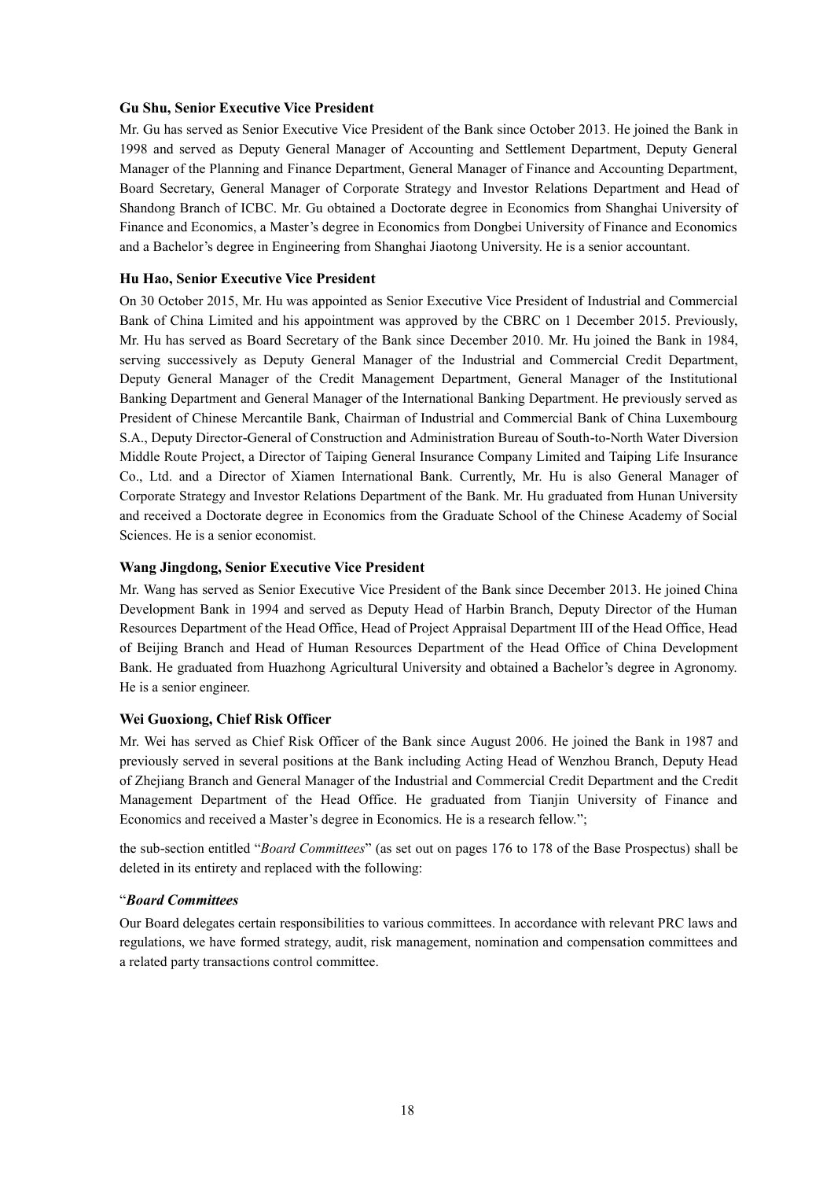**Gu Shu, Senior Executive Vice President**

Mr. Gu has served as Senior Executive Vice President of the Bank since October 2013. He joined the Bank in 1998 and served as Deputy General Manager of Accounting and Settlement Department, Deputy General Manager of the Planning and Finance Department, General Manager of Finance and Accounting Department, Board Secretary, General Manager of Corporate Strategy and Investor Relations Department and Head of Shandong Branch of ICBC. Mr. Gu obtained a Doctorate degree in Economics from Shanghai University of Finance and Economics, a Master's degree in Economics from Dongbei University of Finance and Economics and a Bachelor's degree in Engineering from Shanghai Jiaotong University. He is a senior accountant.

**Hu Hao, Senior Executive Vice President**

On 30 October 2015, Mr. Hu was appointed as Senior Executive Vice President of Industrial and Commercial Bank of China Limited and his appointment was approved by the CBRC on 1 December 2015. Previously, Mr. Hu has served as Board Secretary of the Bank since December 2010. Mr. Hu joined the Bank in 1984, serving successively as Deputy General Manager of the Industrial and Commercial Credit Department, Deputy General Manager of the Credit Management Department, General Manager of the Institutional Banking Department and General Manager of the International Banking Department. He previously served as President of Chinese Mercantile Bank, Chairman of Industrial and Commercial Bank of China Luxembourg S.A., Deputy Director-General of Construction and Administration Bureau of South-to-North Water Diversion Middle Route Project, a Director of Taiping General Insurance Company Limited and Taiping Life Insurance Co., Ltd. and a Director of Xiamen International Bank. Currently, Mr. Hu is also General Manager of Corporate Strategy and Investor Relations Department of the Bank. Mr. Hu graduated from Hunan University and received a Doctorate degree in Economics from the Graduate School of the Chinese Academy of Social Sciences. He is a senior economist.

**Wang Jingdong, Senior Executive Vice President**

Mr. Wang has served as Senior Executive Vice President of the Bank since December 2013. He joined China Development Bank in 1994 and served as Deputy Head of Harbin Branch, Deputy Director of the Human Resources Department of the Head Office, Head of Project Appraisal Department III of the Head Office, Head of Beijing Branch and Head of Human Resources Department of the Head Office of China Development Bank. He graduated from Huazhong Agricultural University and obtained a Bachelor's degree in Agronomy. He is a senior engineer.

**Wei Guoxiong, Chief Risk Officer**

Mr. Wei has served as Chief Risk Officer of the Bank since August 2006. He joined the Bank in 1987 and previously served in several positions at the Bank including Acting Head of Wenzhou Branch, Deputy Head of Zhejiang Branch and General Manager of the Industrial and Commercial Credit Department and the Credit Management Department of the Head Office. He graduated from Tianjin University of Finance and Economics and received a Master's degree in Economics. He is a research fellow.";

the sub-section entitled "*Board Committees*" (as set out on pages 176 to 178 of the Base Prospectus) shall be deleted in its entirety and replaced with the following:

"***Board Committees***

Our Board delegates certain responsibilities to various committees. In accordance with relevant PRC laws and regulations, we have formed strategy, audit, risk management, nomination and compensation committees and a related party transactions control committee.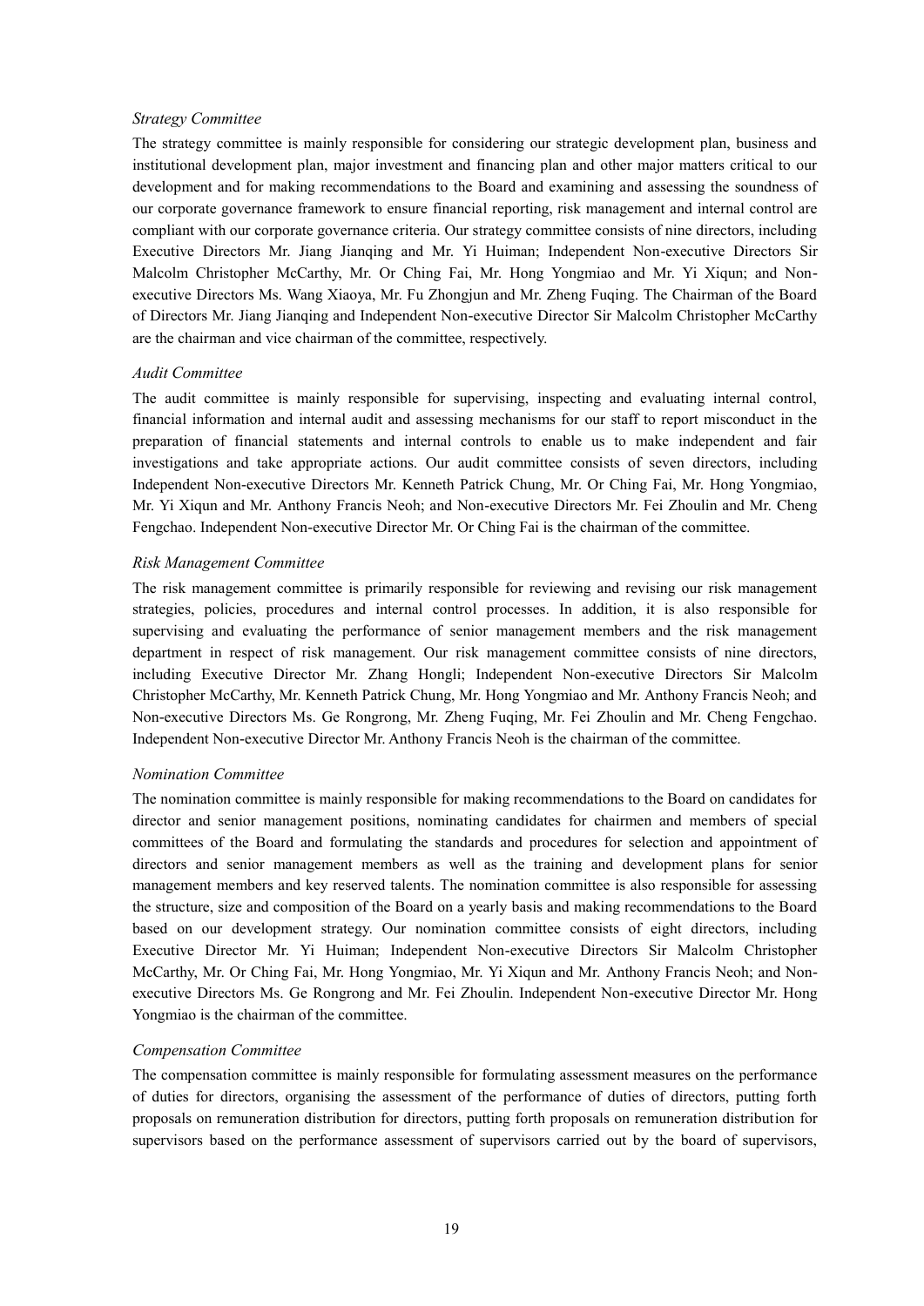*Strategy Committee*

The strategy committee is mainly responsible for considering our strategic development plan, business and institutional development plan, major investment and financing plan and other major matters critical to our development and for making recommendations to the Board and examining and assessing the soundness of our corporate governance framework to ensure financial reporting, risk management and internal control are compliant with our corporate governance criteria. Our strategy committee consists of nine directors, including Executive Directors Mr. Jiang Jianqing and Mr. Yi Huiman; Independent Non-executive Directors Sir Malcolm Christopher McCarthy, Mr. Or Ching Fai, Mr. Hong Yongmiao and Mr. Yi Xiqun; and Non-executive Directors Ms. Wang Xiaoya, Mr. Fu Zhongjun and Mr. Zheng Fuqing. The Chairman of the Board of Directors Mr. Jiang Jianqing and Independent Non-executive Director Sir Malcolm Christopher McCarthy are the chairman and vice chairman of the committee, respectively.

*Audit Committee*

The audit committee is mainly responsible for supervising, inspecting and evaluating internal control, financial information and internal audit and assessing mechanisms for our staff to report misconduct in the preparation of financial statements and internal controls to enable us to make independent and fair investigations and take appropriate actions. Our audit committee consists of seven directors, including Independent Non-executive Directors Mr. Kenneth Patrick Chung, Mr. Or Ching Fai, Mr. Hong Yongmiao, Mr. Yi Xiqun and Mr. Anthony Francis Neoh; and Non-executive Directors Mr. Fei Zhoulin and Mr. Cheng Fengchao. Independent Non-executive Director Mr. Or Ching Fai is the chairman of the committee.

*Risk Management Committee*

The risk management committee is primarily responsible for reviewing and revising our risk management strategies, policies, procedures and internal control processes. In addition, it is also responsible for supervising and evaluating the performance of senior management members and the risk management department in respect of risk management. Our risk management committee consists of nine directors, including Executive Director Mr. Zhang Hongli; Independent Non-executive Directors Sir Malcolm Christopher McCarthy, Mr. Kenneth Patrick Chung, Mr. Hong Yongmiao and Mr. Anthony Francis Neoh; and Non-executive Directors Ms. Ge Rongrong, Mr. Zheng Fuqing, Mr. Fei Zhoulin and Mr. Cheng Fengchao. Independent Non-executive Director Mr. Anthony Francis Neoh is the chairman of the committee.

*Nomination Committee*

The nomination committee is mainly responsible for making recommendations to the Board on candidates for director and senior management positions, nominating candidates for chairmen and members of special committees of the Board and formulating the standards and procedures for selection and appointment of directors and senior management members as well as the training and development plans for senior management members and key reserved talents. The nomination committee is also responsible for assessing the structure, size and composition of the Board on a yearly basis and making recommendations to the Board based on our development strategy. Our nomination committee consists of eight directors, including Executive Director Mr. Yi Huiman; Independent Non-executive Directors Sir Malcolm Christopher McCarthy, Mr. Or Ching Fai, Mr. Hong Yongmiao, Mr. Yi Xiqun and Mr. Anthony Francis Neoh; and Non-executive Directors Ms. Ge Rongrong and Mr. Fei Zhoulin. Independent Non-executive Director Mr. Hong Yongmiao is the chairman of the committee.

*Compensation Committee*

The compensation committee is mainly responsible for formulating assessment measures on the performance of duties for directors, organising the assessment of the performance of duties of directors, putting forth proposals on remuneration distribution for directors, putting forth proposals on remuneration distribution for supervisors based on the performance assessment of supervisors carried out by the board of supervisors,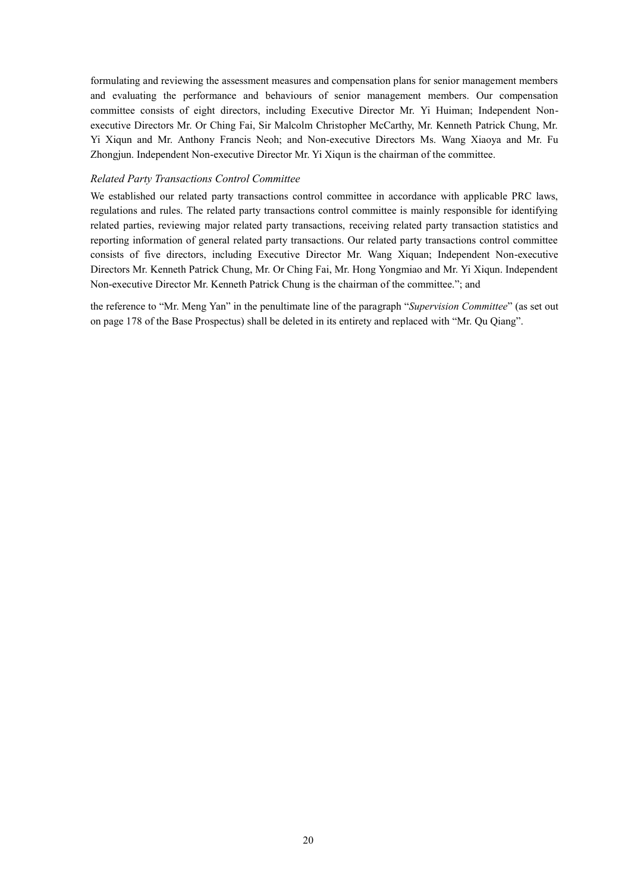formulating and reviewing the assessment measures and compensation plans for senior management members and evaluating the performance and behaviours of senior management members. Our compensation committee consists of eight directors, including Executive Director Mr. Yi Huiman; Independent Non-executive Directors Mr. Or Ching Fai, Sir Malcolm Christopher McCarthy, Mr. Kenneth Patrick Chung, Mr. Yi Xiqun and Mr. Anthony Francis Neoh; and Non-executive Directors Ms. Wang Xiaoya and Mr. Fu Zhongjun. Independent Non-executive Director Mr. Yi Xiqun is the chairman of the committee.

*Related Party Transactions Control Committee*

We established our related party transactions control committee in accordance with applicable PRC laws, regulations and rules. The related party transactions control committee is mainly responsible for identifying related parties, reviewing major related party transactions, receiving related party transaction statistics and reporting information of general related party transactions. Our related party transactions control committee consists of five directors, including Executive Director Mr. Wang Xiquan; Independent Non-executive Directors Mr. Kenneth Patrick Chung, Mr. Or Ching Fai, Mr. Hong Yongmiao and Mr. Yi Xiqun. Independent Non-executive Director Mr. Kenneth Patrick Chung is the chairman of the committee."; and

the reference to "Mr. Meng Yan" in the penultimate line of the paragraph "*Supervision Committee*" (as set out on page 178 of the Base Prospectus) shall be deleted in its entirety and replaced with "Mr. Qu Qiang".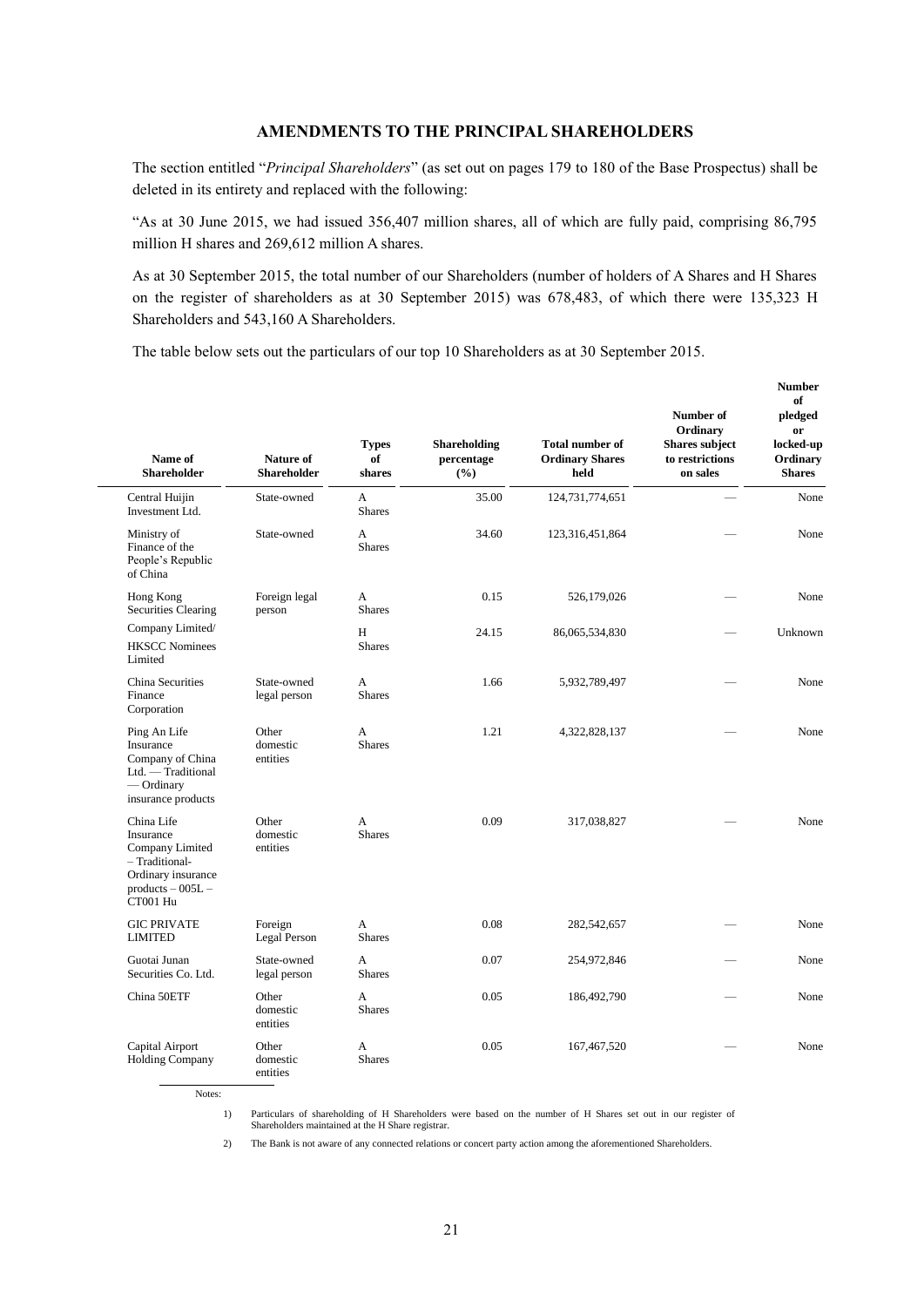## AMENDMENTS TO THE PRINCIPAL SHAREHOLDERS

The section entitled "*Principal Shareholders*" (as set out on pages 179 to 180 of the Base Prospectus) shall be deleted in its entirety and replaced with the following:

"As at 30 June 2015, we had issued 356,407 million shares, all of which are fully paid, comprising 86,795 million H shares and 269,612 million A shares.

As at 30 September 2015, the total number of our Shareholders (number of holders of A Shares and H Shares on the register of shareholders as at 30 September 2015) was 678,483, of which there were 135,323 H Shareholders and 543,160 A Shareholders.

The table below sets out the particulars of our top 10 Shareholders as at 30 September 2015.

| Name of Shareholder | Nature of Shareholder | Types of shares | Shareholding percentage (%) | Total number of Ordinary Shares held | Number of Ordinary Shares subject to restrictions on sales | Number of pledged or locked-up Ordinary Shares |
|---|---|---|---|---|---|---|
| Central Huijin Investment Ltd. | State-owned | A Shares | 35.00 | 124,731,774,651 | — | None |
| Ministry of Finance of the People's Republic of China | State-owned | A Shares | 34.60 | 123,316,451,864 | — | None |
| Hong Kong Securities Clearing Company Limited/ | Foreign legal person | A Shares | 0.15 | 526,179,026 | — | None |
| HKSCC Nominees Limited | | H Shares | 24.15 | 86,065,534,830 | — | Unknown |
| China Securities Finance Corporation | State-owned legal person | A Shares | 1.66 | 5,932,789,497 | — | None |
| Ping An Life Insurance Company of China Ltd. — Traditional — Ordinary insurance products | Other domestic entities | A Shares | 1.21 | 4,322,828,137 | — | None |
| China Life Insurance Company Limited – Traditional- Ordinary insurance products – 005L – CT001 Hu | Other domestic entities | A Shares | 0.09 | 317,038,827 | — | None |
| GIC PRIVATE LIMITED | Foreign Legal Person | A Shares | 0.08 | 282,542,657 | — | None |
| Guotai Junan Securities Co. Ltd. | State-owned legal person | A Shares | 0.07 | 254,972,846 | — | None |
| China 50ETF | Other domestic entities | A Shares | 0.05 | 186,492,790 | — | None |
| Capital Airport Holding Company | Other domestic entities | A Shares | 0.05 | 167,467,520 | — | None |

Notes:

1) Particulars of shareholding of H Shareholders were based on the number of H Shares set out in our register of Shareholders maintained at the H Share registrar.

2) The Bank is not aware of any connected relations or concert party action among the aforementioned Shareholders.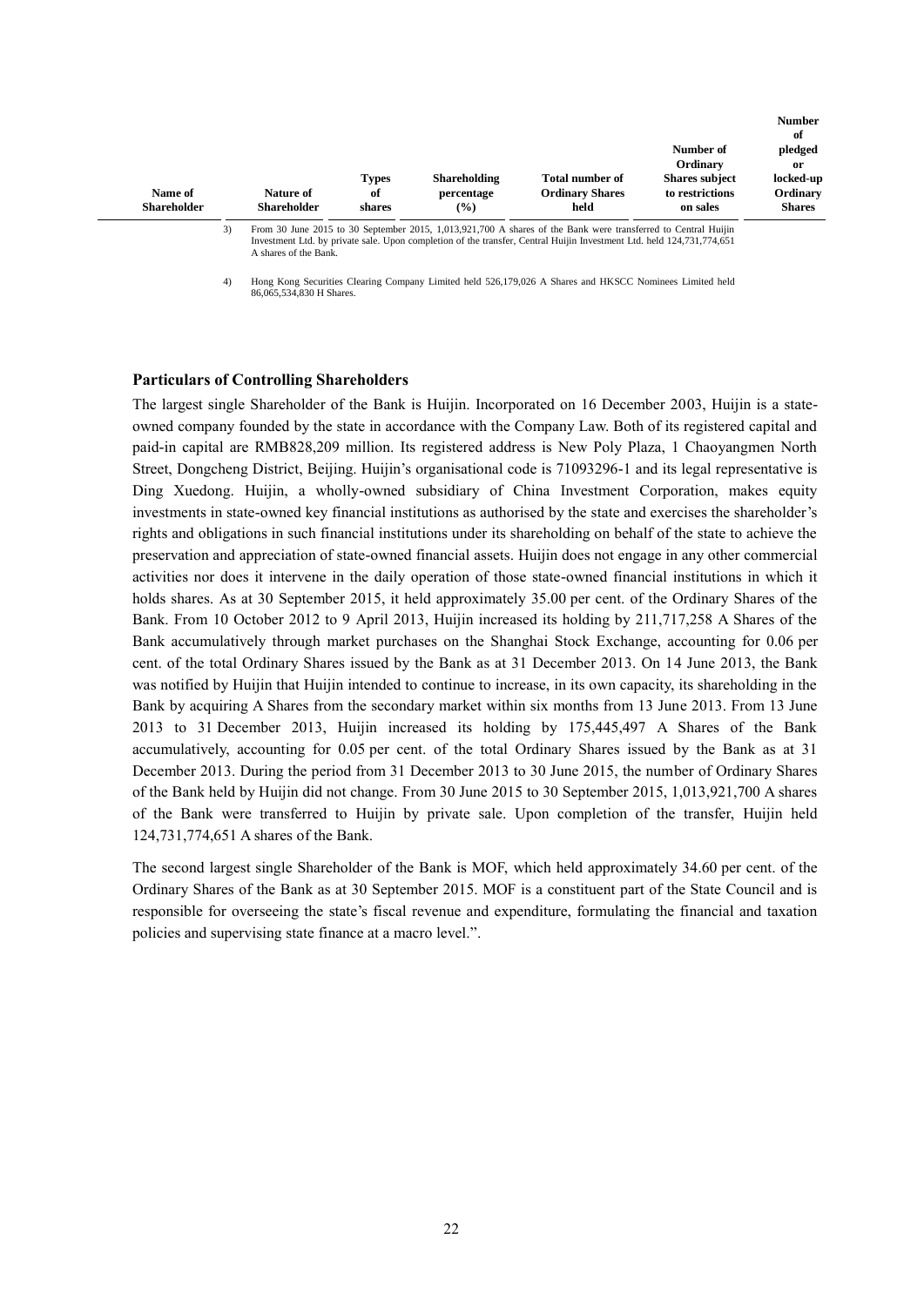| Name of Shareholder | Nature of Shareholder | Types of shares | Shareholding percentage (%) | Total number of Ordinary Shares held | Number of Ordinary Shares subject to restrictions on sales | Number of pledged or locked-up Ordinary Shares |
|---|---|---|---|---|---|---|

3) From 30 June 2015 to 30 September 2015, 1,013,921,700 A shares of the Bank were transferred to Central Huijin Investment Ltd. by private sale. Upon completion of the transfer, Central Huijin Investment Ltd. held 124,731,774,651 A shares of the Bank.

4) Hong Kong Securities Clearing Company Limited held 526,179,026 A Shares and HKSCC Nominees Limited held 86,065,534,830 H Shares.

**Particulars of Controlling Shareholders**

The largest single Shareholder of the Bank is Huijin. Incorporated on 16 December 2003, Huijin is a state-owned company founded by the state in accordance with the Company Law. Both of its registered capital and paid-in capital are RMB828,209 million. Its registered address is New Poly Plaza, 1 Chaoyangmen North Street, Dongcheng District, Beijing. Huijin's organisational code is 71093296-1 and its legal representative is Ding Xuedong. Huijin, a wholly-owned subsidiary of China Investment Corporation, makes equity investments in state-owned key financial institutions as authorised by the state and exercises the shareholder's rights and obligations in such financial institutions under its shareholding on behalf of the state to achieve the preservation and appreciation of state-owned financial assets. Huijin does not engage in any other commercial activities nor does it intervene in the daily operation of those state-owned financial institutions in which it holds shares. As at 30 September 2015, it held approximately 35.00 per cent. of the Ordinary Shares of the Bank. From 10 October 2012 to 9 April 2013, Huijin increased its holding by 211,717,258 A Shares of the Bank accumulatively through market purchases on the Shanghai Stock Exchange, accounting for 0.06 per cent. of the total Ordinary Shares issued by the Bank as at 31 December 2013. On 14 June 2013, the Bank was notified by Huijin that Huijin intended to continue to increase, in its own capacity, its shareholding in the Bank by acquiring A Shares from the secondary market within six months from 13 June 2013. From 13 June 2013 to 31 December 2013, Huijin increased its holding by 175,445,497 A Shares of the Bank accumulatively, accounting for 0.05 per cent. of the total Ordinary Shares issued by the Bank as at 31 December 2013. During the period from 31 December 2013 to 30 June 2015, the number of Ordinary Shares of the Bank held by Huijin did not change. From 30 June 2015 to 30 September 2015, 1,013,921,700 A shares of the Bank were transferred to Huijin by private sale. Upon completion of the transfer, Huijin held 124,731,774,651 A shares of the Bank.

The second largest single Shareholder of the Bank is MOF, which held approximately 34.60 per cent. of the Ordinary Shares of the Bank as at 30 September 2015. MOF is a constituent part of the State Council and is responsible for overseeing the state's fiscal revenue and expenditure, formulating the financial and taxation policies and supervising state finance at a macro level.".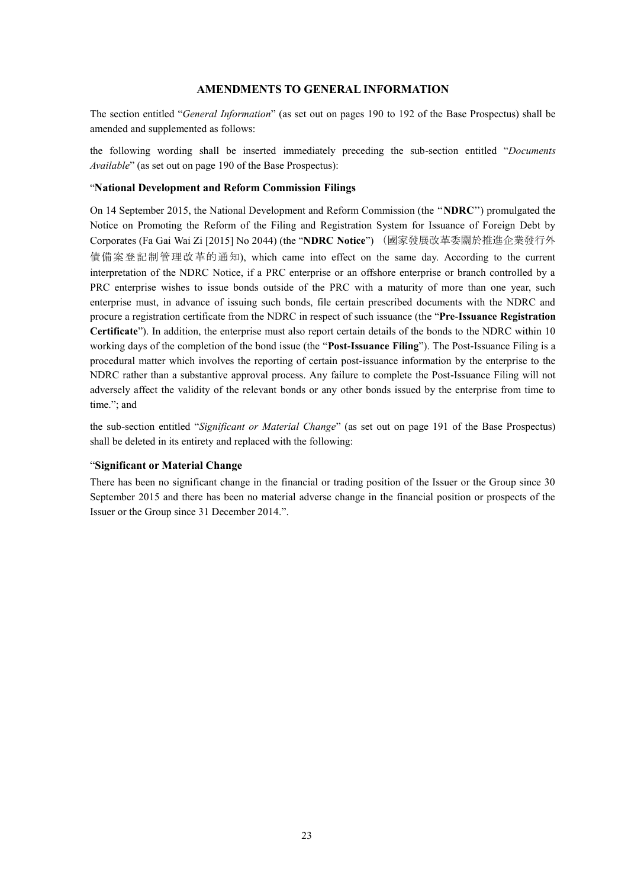## AMENDMENTS TO GENERAL INFORMATION

The section entitled "*General Information*" (as set out on pages 190 to 192 of the Base Prospectus) shall be amended and supplemented as follows:

the following wording shall be inserted immediately preceding the sub-section entitled "*Documents Available*" (as set out on page 190 of the Base Prospectus):

"**National Development and Reform Commission Filings**

On 14 September 2015, the National Development and Reform Commission (the "**NDRC**") promulgated the Notice on Promoting the Reform of the Filing and Registration System for Issuance of Foreign Debt by Corporates (Fa Gai Wai Zi [2015] No 2044) (the "**NDRC Notice**") (國家發展改革委關於推進企業發行外債備案登記制管理改革的通知), which came into effect on the same day. According to the current interpretation of the NDRC Notice, if a PRC enterprise or an offshore enterprise or branch controlled by a PRC enterprise wishes to issue bonds outside of the PRC with a maturity of more than one year, such enterprise must, in advance of issuing such bonds, file certain prescribed documents with the NDRC and procure a registration certificate from the NDRC in respect of such issuance (the "**Pre-Issuance Registration Certificate**"). In addition, the enterprise must also report certain details of the bonds to the NDRC within 10 working days of the completion of the bond issue (the "**Post-Issuance Filing**"). The Post-Issuance Filing is a procedural matter which involves the reporting of certain post-issuance information by the enterprise to the NDRC rather than a substantive approval process. Any failure to complete the Post-Issuance Filing will not adversely affect the validity of the relevant bonds or any other bonds issued by the enterprise from time to time."; and

the sub-section entitled "*Significant or Material Change*" (as set out on page 191 of the Base Prospectus) shall be deleted in its entirety and replaced with the following:

"**Significant or Material Change**

There has been no significant change in the financial or trading position of the Issuer or the Group since 30 September 2015 and there has been no material adverse change in the financial position or prospects of the Issuer or the Group since 31 December 2014.".